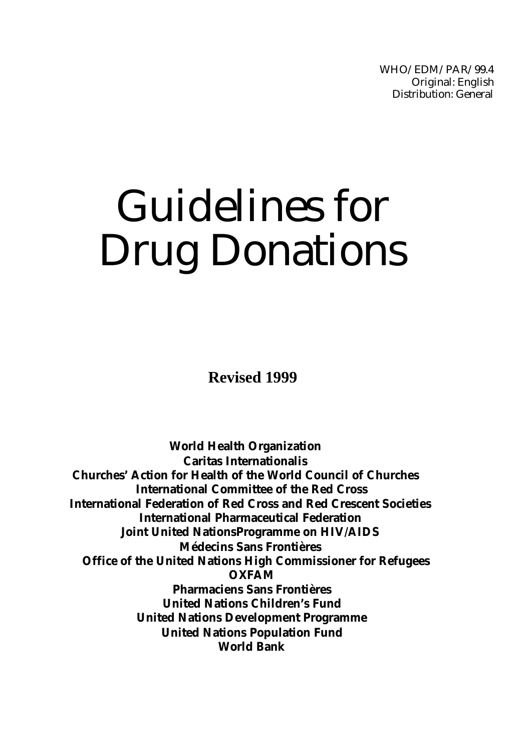WHO/EDM/PAR/99.4
Original: English
Distribution: General

# Guidelines for Drug Donations

**Revised 1999**

**World Health Organization**
**Caritas Internationalis**
**Churches' Action for Health of the World Council of Churches**
**International Committee of the Red Cross**
**International Federation of Red Cross and Red Crescent Societies**
**International Pharmaceutical Federation**
**Joint United NationsProgramme on HIV/AIDS**
**Médecins Sans Frontières**
**Office of the United Nations High Commissioner for Refugees**
**OXFAM**
**Pharmaciens Sans Frontières**
**United Nations Children's Fund**
**United Nations Development Programme**
**United Nations Population Fund**
**World Bank**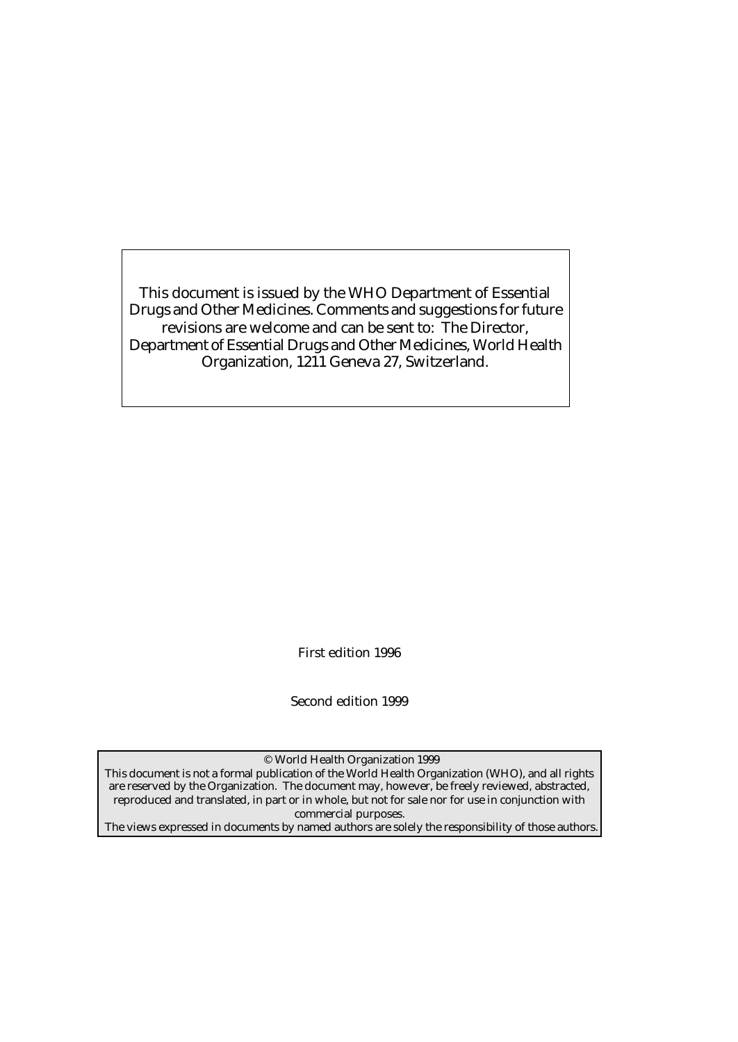This document is issued by the WHO Department of Essential Drugs and Other Medicines. Comments and suggestions for future revisions are welcome and can be sent to: The Director, Department of Essential Drugs and Other Medicines, World Health Organization, 1211 Geneva 27, Switzerland.

First edition 1996

Second edition 1999

© World Health Organization 1999

This document is not a formal publication of the World Health Organization (WHO), and all rights are reserved by the Organization. The document may, however, be freely reviewed, abstracted, reproduced and translated, in part or in whole, but not for sale nor for use in conjunction with commercial purposes.

The views expressed in documents by named authors are solely the responsibility of those authors.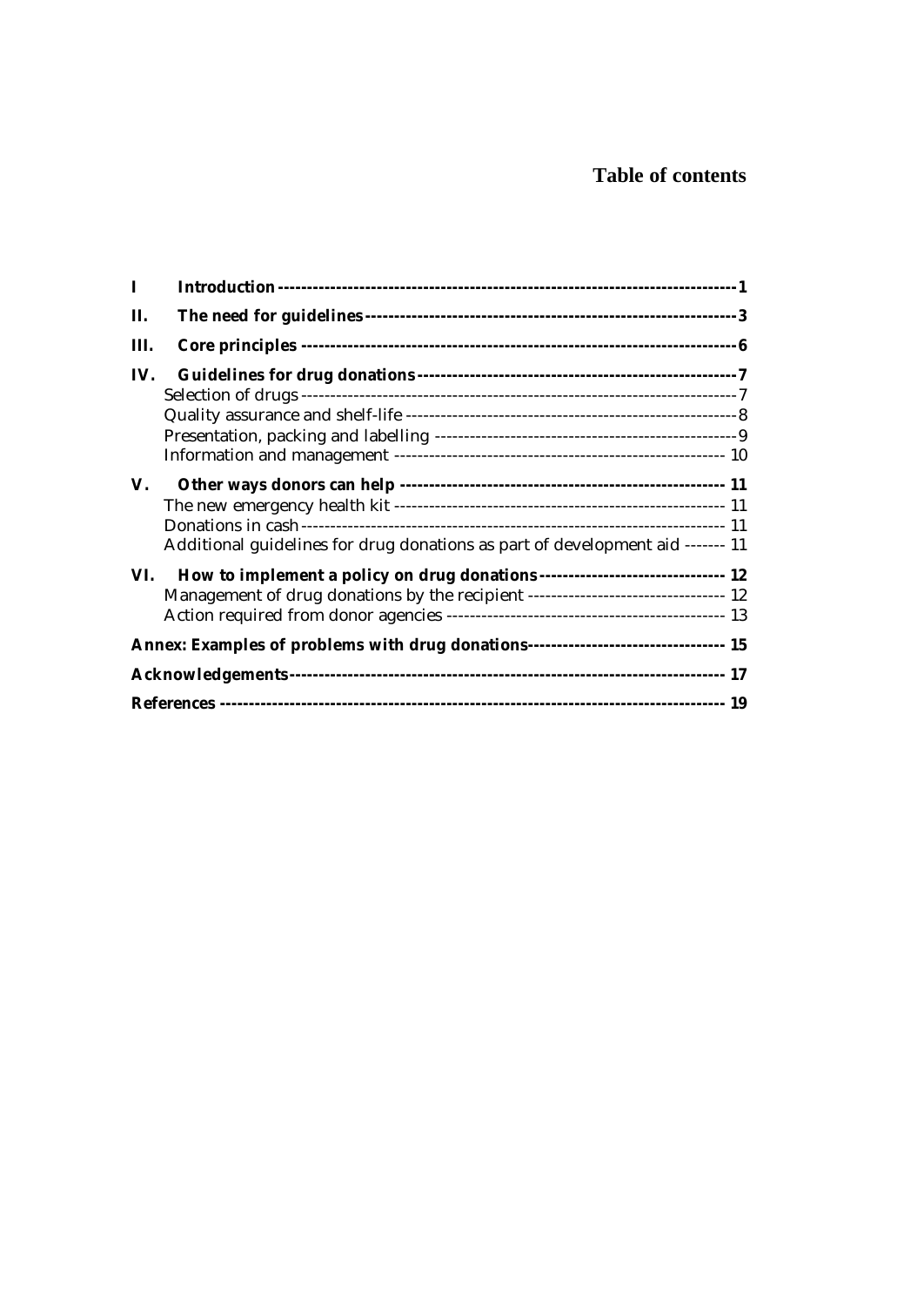# Table of contents

| | | |
|---|---|---|
| **I** | **Introduction** | **1** |
| **II.** | **The need for guidelines** | **3** |
| **III.** | **Core principles** | **6** |
| **IV.** | **Guidelines for drug donations** | **7** |
| | Selection of drugs | 7 |
| | Quality assurance and shelf-life | 8 |
| | Presentation, packing and labelling | 9 |
| | Information and management | 10 |
| **V.** | **Other ways donors can help** | **11** |
| | The new emergency health kit | 11 |
| | Donations in cash | 11 |
| | Additional guidelines for drug donations as part of development aid | 11 |
| **VI.** | **How to implement a policy on drug donations** | **12** |
| | Management of drug donations by the recipient | 12 |
| | Action required from donor agencies | 13 |
| **Annex: Examples of problems with drug donations** | | **15** |
| **Acknowledgements** | | **17** |
| **References** | | **19** |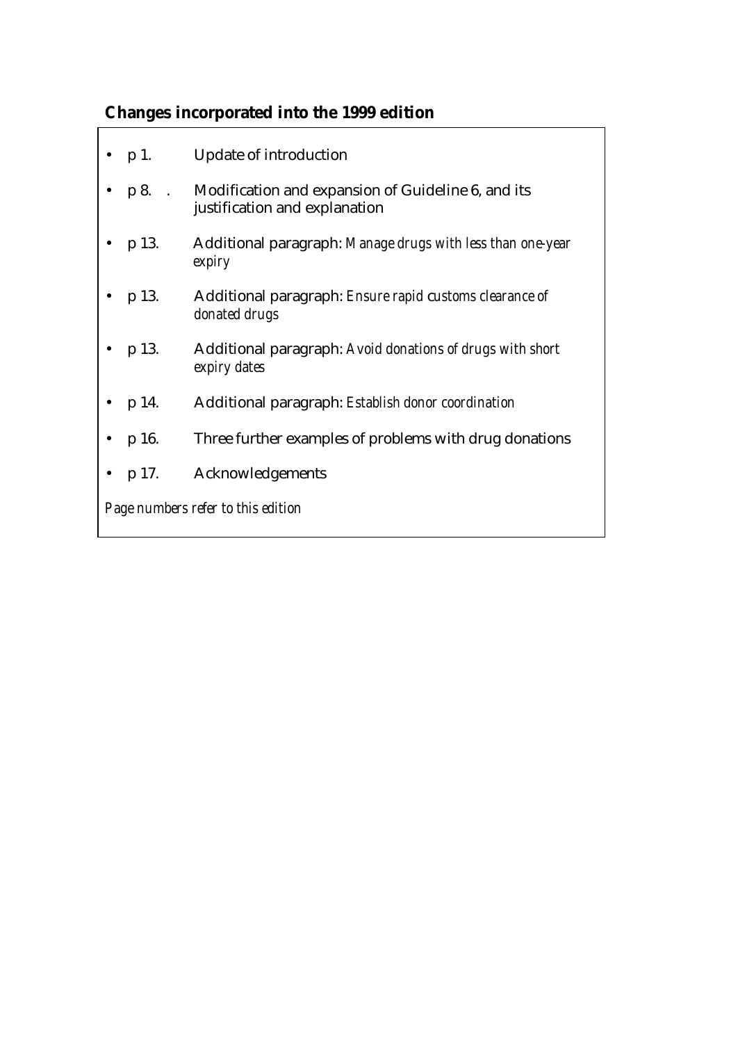## Changes incorporated into the 1999 edition

- p 1. Update of introduction
- p 8. . Modification and expansion of Guideline 6, and its justification and explanation
- p 13. Additional paragraph: *Manage drugs with less than one-year expiry*
- p 13. Additional paragraph: *Ensure rapid customs clearance of donated drugs*
- p 13. Additional paragraph: *Avoid donations of drugs with short expiry dates*
- p 14. Additional paragraph: *Establish donor coordination*
- p 16. Three further examples of problems with drug donations
- p 17. Acknowledgements

*Page numbers refer to this edition*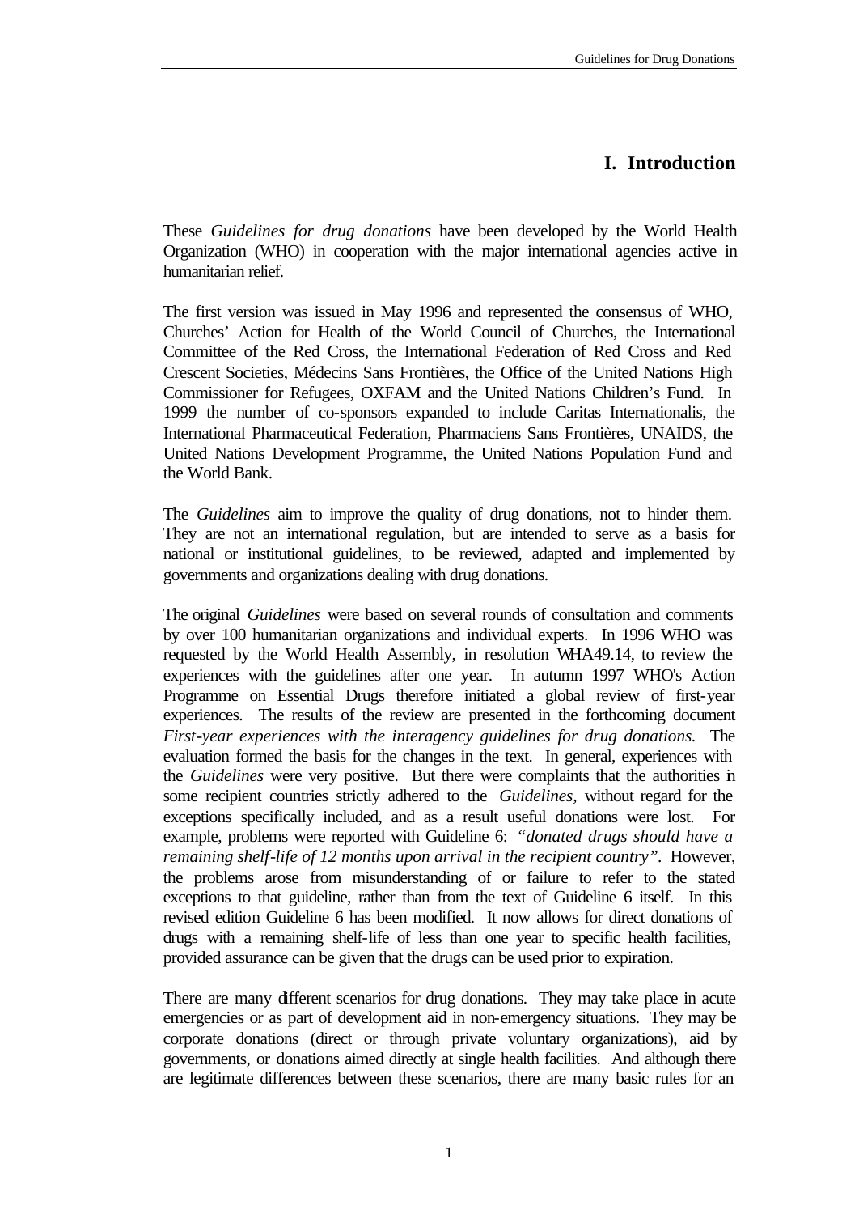# I. Introduction

These *Guidelines for drug donations* have been developed by the World Health Organization (WHO) in cooperation with the major international agencies active in humanitarian relief.

The first version was issued in May 1996 and represented the consensus of WHO, Churches' Action for Health of the World Council of Churches, the International Committee of the Red Cross, the International Federation of Red Cross and Red Crescent Societies, Médecins Sans Frontières, the Office of the United Nations High Commissioner for Refugees, OXFAM and the United Nations Children's Fund. In 1999 the number of co-sponsors expanded to include Caritas Internationalis, the International Pharmaceutical Federation, Pharmaciens Sans Frontières, UNAIDS, the United Nations Development Programme, the United Nations Population Fund and the World Bank.

The *Guidelines* aim to improve the quality of drug donations, not to hinder them. They are not an international regulation, but are intended to serve as a basis for national or institutional guidelines, to be reviewed, adapted and implemented by governments and organizations dealing with drug donations.

The original *Guidelines* were based on several rounds of consultation and comments by over 100 humanitarian organizations and individual experts. In 1996 WHO was requested by the World Health Assembly, in resolution WHA49.14, to review the experiences with the guidelines after one year. In autumn 1997 WHO's Action Programme on Essential Drugs therefore initiated a global review of first-year experiences. The results of the review are presented in the forthcoming document *First-year experiences with the interagency guidelines for drug donations*. The evaluation formed the basis for the changes in the text. In general, experiences with the *Guidelines* were very positive. But there were complaints that the authorities in some recipient countries strictly adhered to the *Guidelines*, without regard for the exceptions specifically included, and as a result useful donations were lost. For example, problems were reported with Guideline 6: *"donated drugs should have a remaining shelf-life of 12 months upon arrival in the recipient country"*. However, the problems arose from misunderstanding of or failure to refer to the stated exceptions to that guideline, rather than from the text of Guideline 6 itself. In this revised edition Guideline 6 has been modified. It now allows for direct donations of drugs with a remaining shelf-life of less than one year to specific health facilities, provided assurance can be given that the drugs can be used prior to expiration.

There are many different scenarios for drug donations. They may take place in acute emergencies or as part of development aid in non-emergency situations. They may be corporate donations (direct or through private voluntary organizations), aid by governments, or donations aimed directly at single health facilities. And although there are legitimate differences between these scenarios, there are many basic rules for an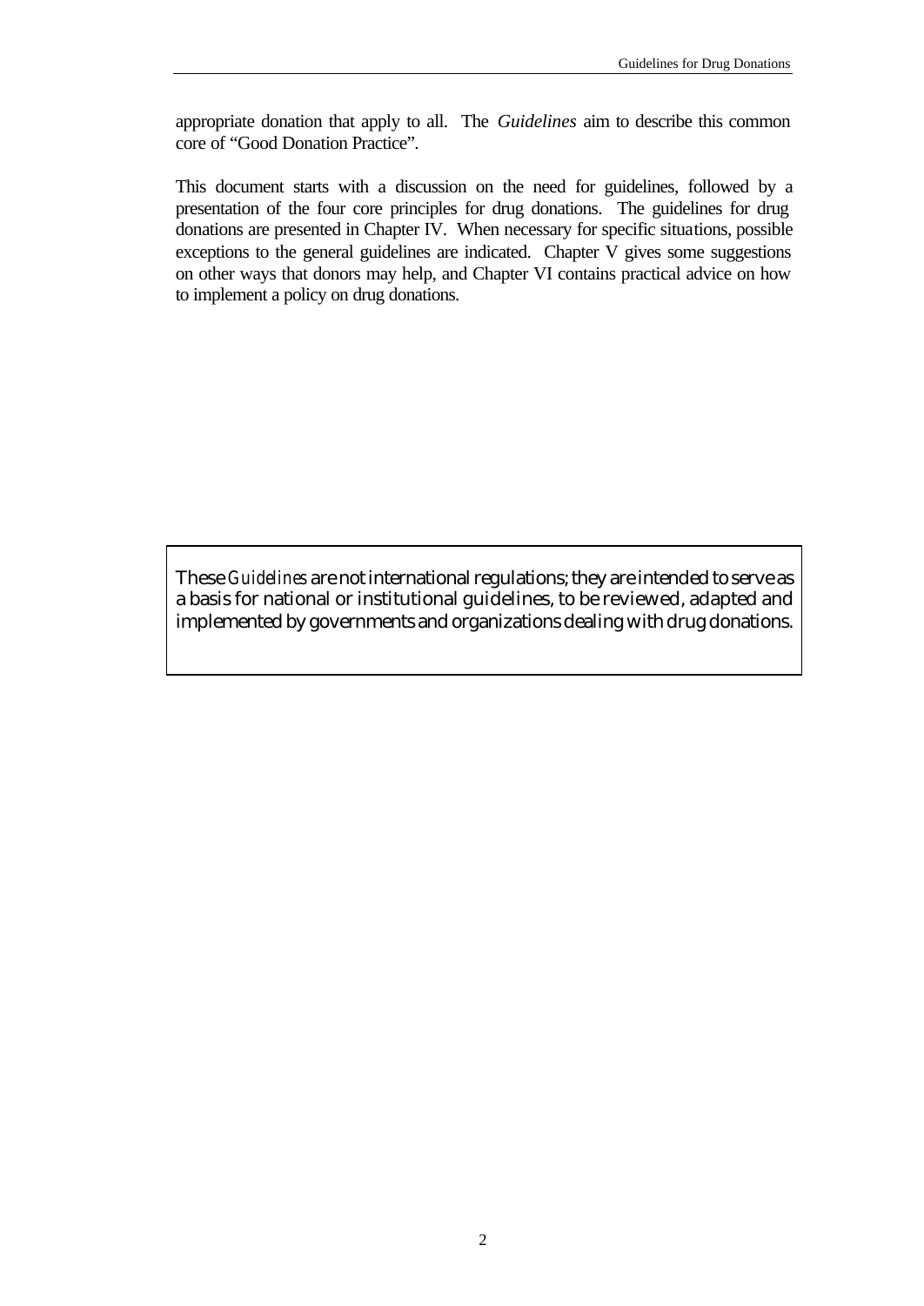appropriate donation that apply to all. The *Guidelines* aim to describe this common core of "Good Donation Practice".

This document starts with a discussion on the need for guidelines, followed by a presentation of the four core principles for drug donations. The guidelines for drug donations are presented in Chapter IV. When necessary for specific situations, possible exceptions to the general guidelines are indicated. Chapter V gives some suggestions on other ways that donors may help, and Chapter VI contains practical advice on how to implement a policy on drug donations.

> These *Guidelines* are not international regulations; they are intended to serve as a basis for national or institutional guidelines, to be reviewed, adapted and implemented by governments and organizations dealing with drug donations.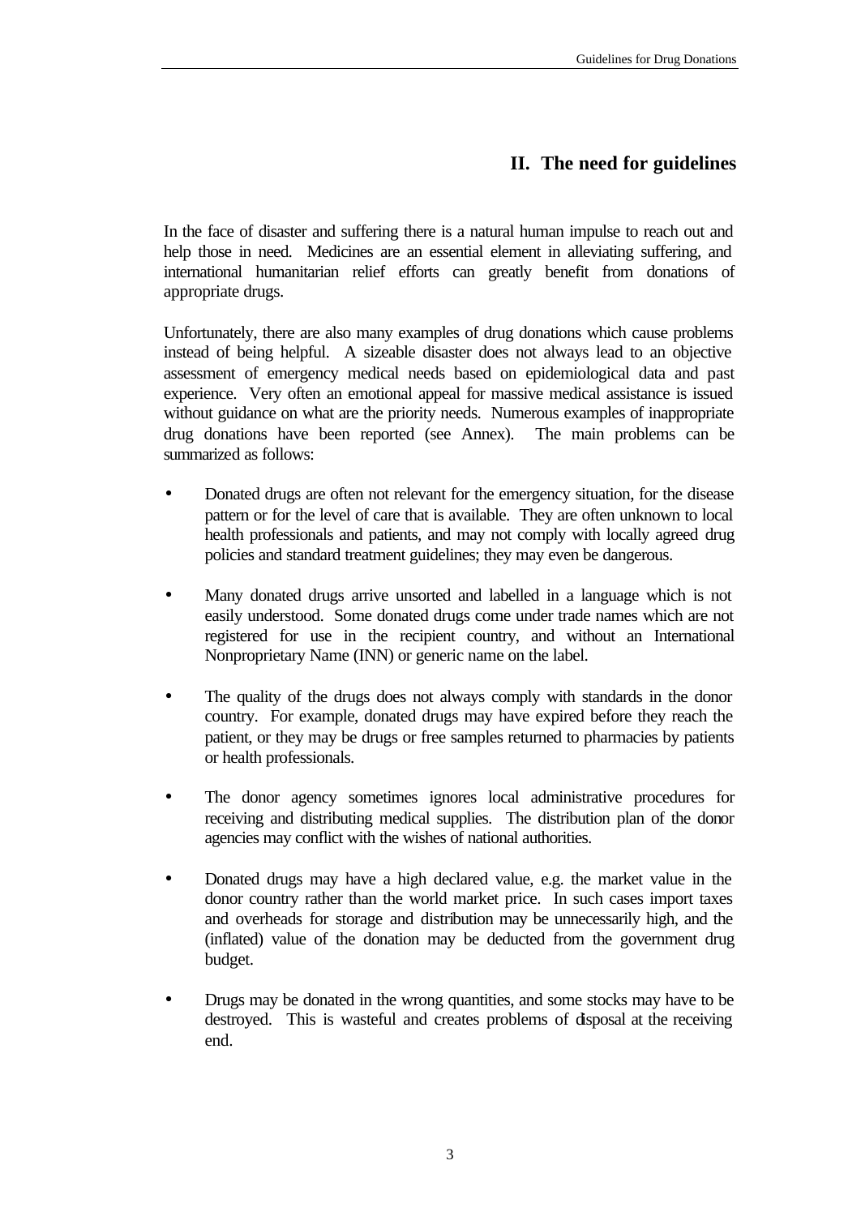## II. The need for guidelines

In the face of disaster and suffering there is a natural human impulse to reach out and help those in need. Medicines are an essential element in alleviating suffering, and international humanitarian relief efforts can greatly benefit from donations of appropriate drugs.

Unfortunately, there are also many examples of drug donations which cause problems instead of being helpful. A sizeable disaster does not always lead to an objective assessment of emergency medical needs based on epidemiological data and past experience. Very often an emotional appeal for massive medical assistance is issued without guidance on what are the priority needs. Numerous examples of inappropriate drug donations have been reported (see Annex). The main problems can be summarized as follows:

- Donated drugs are often not relevant for the emergency situation, for the disease pattern or for the level of care that is available. They are often unknown to local health professionals and patients, and may not comply with locally agreed drug policies and standard treatment guidelines; they may even be dangerous.

- Many donated drugs arrive unsorted and labelled in a language which is not easily understood. Some donated drugs come under trade names which are not registered for use in the recipient country, and without an International Nonproprietary Name (INN) or generic name on the label.

- The quality of the drugs does not always comply with standards in the donor country. For example, donated drugs may have expired before they reach the patient, or they may be drugs or free samples returned to pharmacies by patients or health professionals.

- The donor agency sometimes ignores local administrative procedures for receiving and distributing medical supplies. The distribution plan of the donor agencies may conflict with the wishes of national authorities.

- Donated drugs may have a high declared value, e.g. the market value in the donor country rather than the world market price. In such cases import taxes and overheads for storage and distribution may be unnecessarily high, and the (inflated) value of the donation may be deducted from the government drug budget.

- Drugs may be donated in the wrong quantities, and some stocks may have to be destroyed. This is wasteful and creates problems of disposal at the receiving end.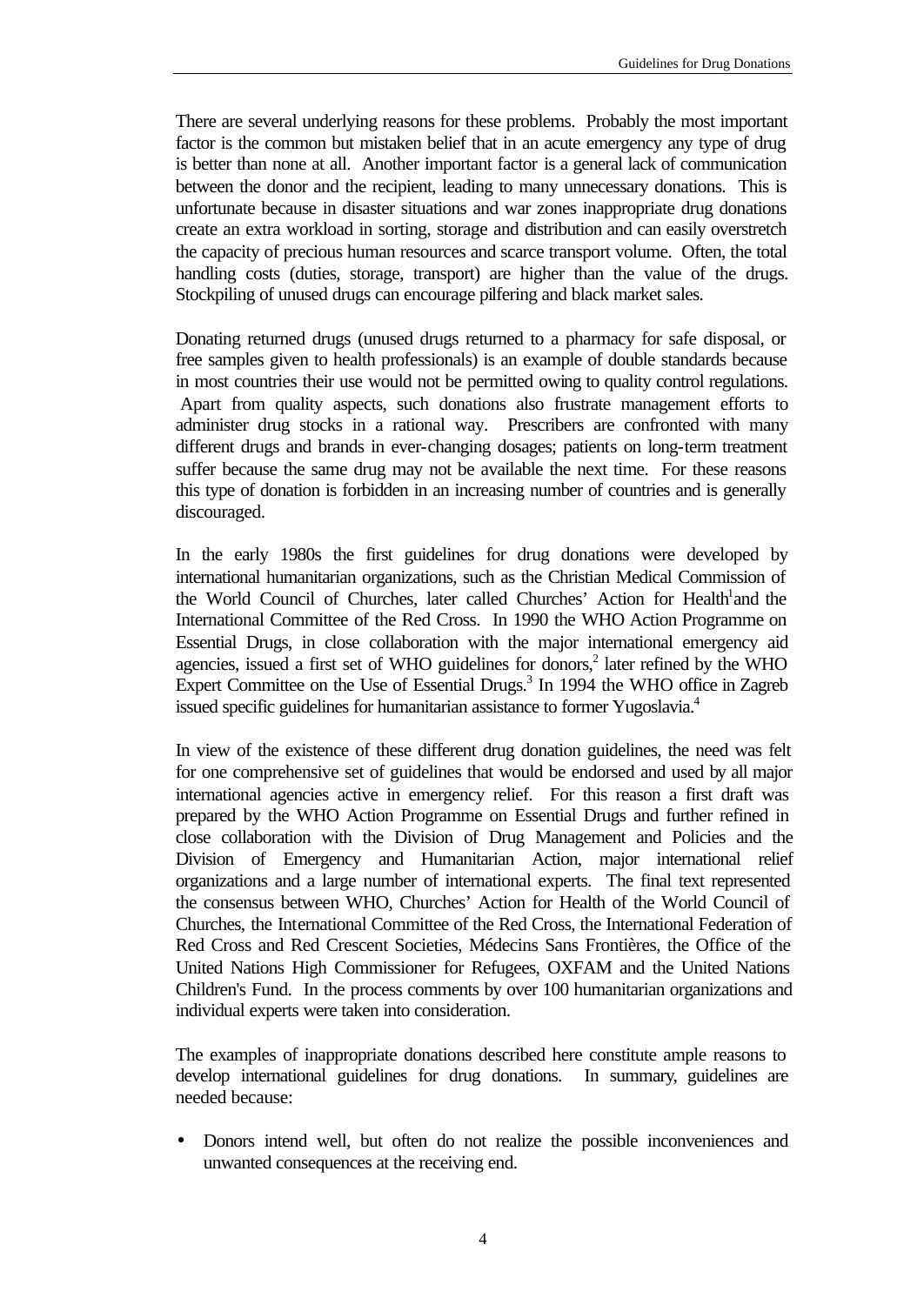There are several underlying reasons for these problems. Probably the most important factor is the common but mistaken belief that in an acute emergency any type of drug is better than none at all. Another important factor is a general lack of communication between the donor and the recipient, leading to many unnecessary donations. This is unfortunate because in disaster situations and war zones inappropriate drug donations create an extra workload in sorting, storage and distribution and can easily overstretch the capacity of precious human resources and scarce transport volume. Often, the total handling costs (duties, storage, transport) are higher than the value of the drugs. Stockpiling of unused drugs can encourage pilfering and black market sales.

Donating returned drugs (unused drugs returned to a pharmacy for safe disposal, or free samples given to health professionals) is an example of double standards because in most countries their use would not be permitted owing to quality control regulations. Apart from quality aspects, such donations also frustrate management efforts to administer drug stocks in a rational way. Prescribers are confronted with many different drugs and brands in ever-changing dosages; patients on long-term treatment suffer because the same drug may not be available the next time. For these reasons this type of donation is forbidden in an increasing number of countries and is generally discouraged.

In the early 1980s the first guidelines for drug donations were developed by international humanitarian organizations, such as the Christian Medical Commission of the World Council of Churches, later called Churches' Action for Health[1] and the International Committee of the Red Cross. In 1990 the WHO Action Programme on Essential Drugs, in close collaboration with the major international emergency aid agencies, issued a first set of WHO guidelines for donors,[2] later refined by the WHO Expert Committee on the Use of Essential Drugs.[3] In 1994 the WHO office in Zagreb issued specific guidelines for humanitarian assistance to former Yugoslavia.[4]

In view of the existence of these different drug donation guidelines, the need was felt for one comprehensive set of guidelines that would be endorsed and used by all major international agencies active in emergency relief. For this reason a first draft was prepared by the WHO Action Programme on Essential Drugs and further refined in close collaboration with the Division of Drug Management and Policies and the Division of Emergency and Humanitarian Action, major international relief organizations and a large number of international experts. The final text represented the consensus between WHO, Churches' Action for Health of the World Council of Churches, the International Committee of the Red Cross, the International Federation of Red Cross and Red Crescent Societies, Médecins Sans Frontières, the Office of the United Nations High Commissioner for Refugees, OXFAM and the United Nations Children's Fund. In the process comments by over 100 humanitarian organizations and individual experts were taken into consideration.

The examples of inappropriate donations described here constitute ample reasons to develop international guidelines for drug donations. In summary, guidelines are needed because:

- Donors intend well, but often do not realize the possible inconveniences and unwanted consequences at the receiving end.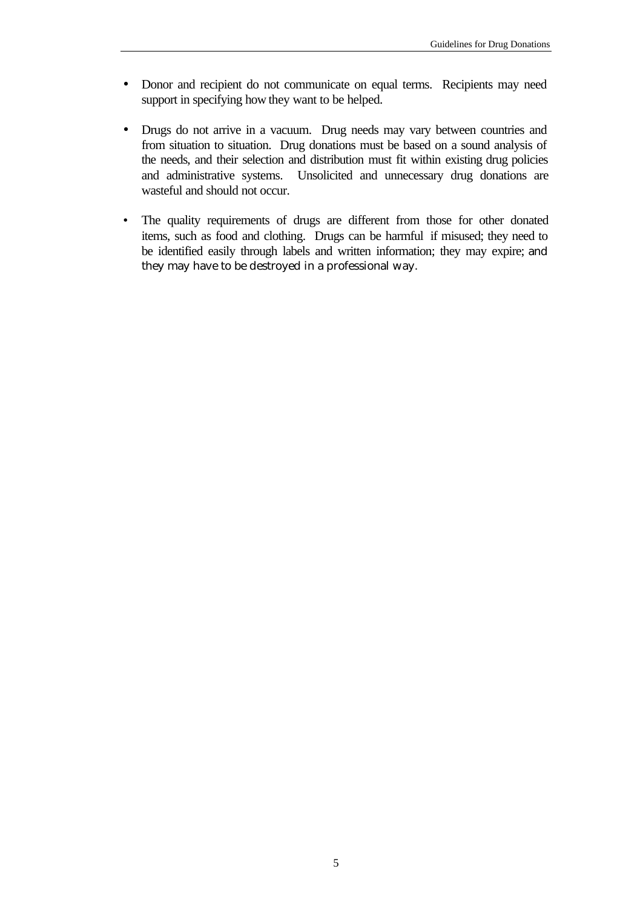- Donor and recipient do not communicate on equal terms. Recipients may need support in specifying how they want to be helped.

- Drugs do not arrive in a vacuum. Drug needs may vary between countries and from situation to situation. Drug donations must be based on a sound analysis of the needs, and their selection and distribution must fit within existing drug policies and administrative systems. Unsolicited and unnecessary drug donations are wasteful and should not occur.

- The quality requirements of drugs are different from those for other donated items, such as food and clothing. Drugs can be harmful if misused; they need to be identified easily through labels and written information; they may expire; and they may have to be destroyed in a professional way.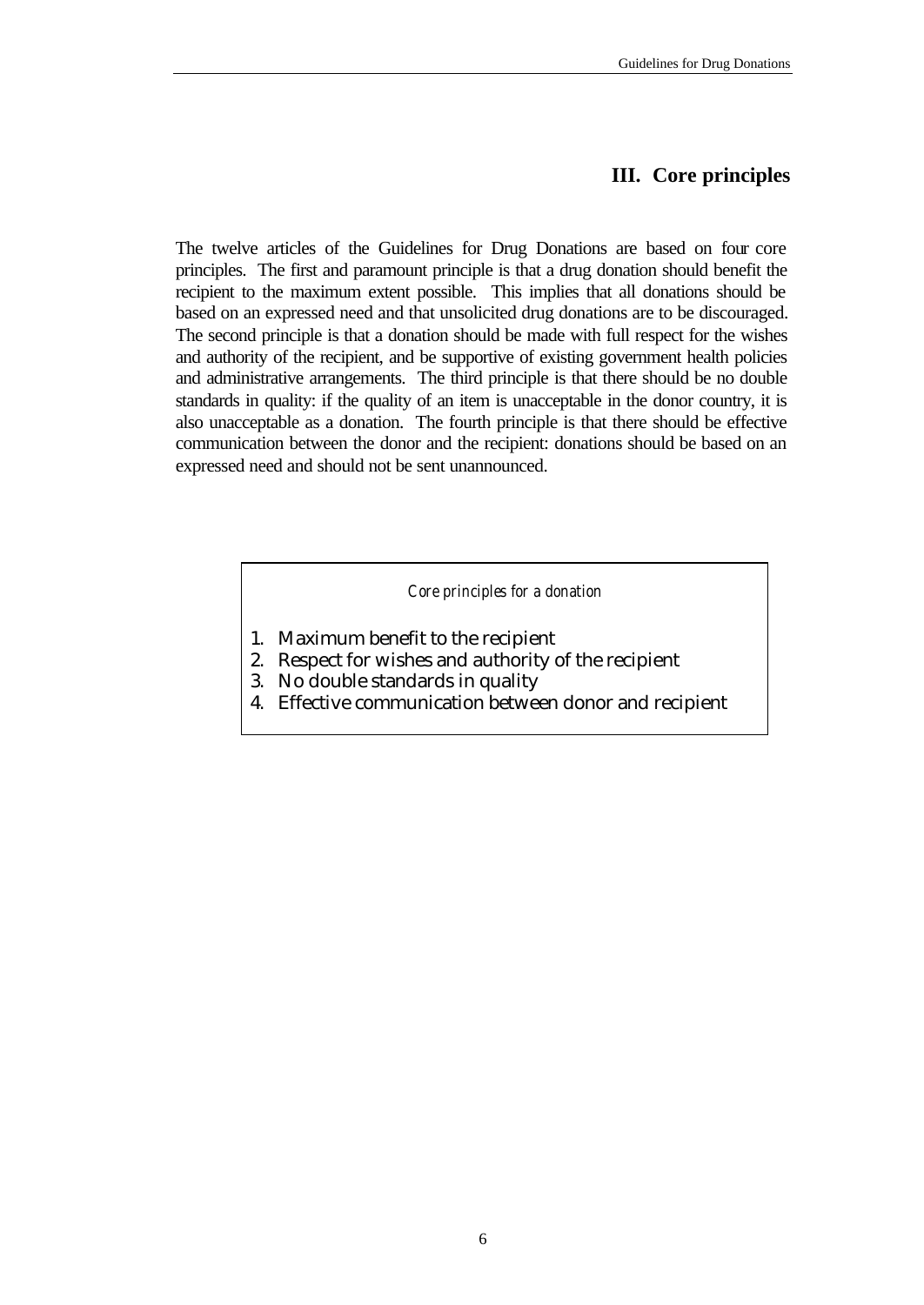## III. Core principles

The twelve articles of the Guidelines for Drug Donations are based on four core principles. The first and paramount principle is that a drug donation should benefit the recipient to the maximum extent possible. This implies that all donations should be based on an expressed need and that unsolicited drug donations are to be discouraged. The second principle is that a donation should be made with full respect for the wishes and authority of the recipient, and be supportive of existing government health policies and administrative arrangements. The third principle is that there should be no double standards in quality: if the quality of an item is unacceptable in the donor country, it is also unacceptable as a donation. The fourth principle is that there should be effective communication between the donor and the recipient: donations should be based on an expressed need and should not be sent unannounced.

*Core principles for a donation*

1. Maximum benefit to the recipient
2. Respect for wishes and authority of the recipient
3. No double standards in quality
4. Effective communication between donor and recipient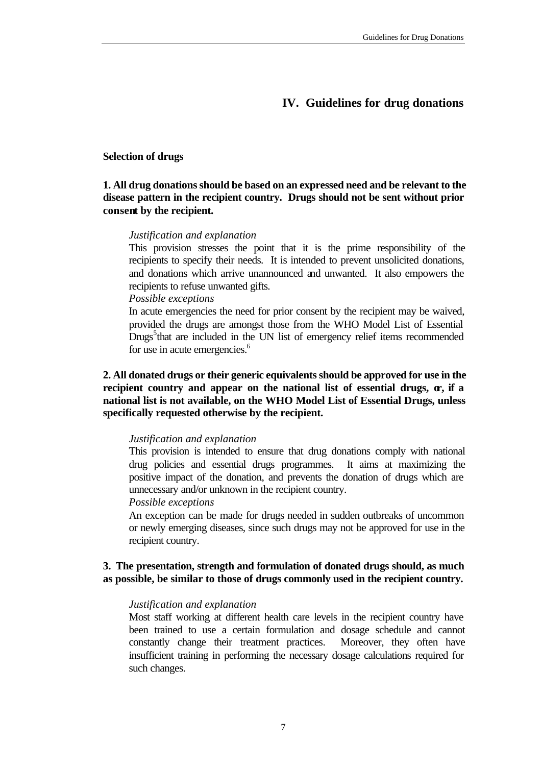# IV. Guidelines for drug donations

## Selection of drugs

**1. All drug donations should be based on an expressed need and be relevant to the disease pattern in the recipient country. Drugs should not be sent without prior consent by the recipient.**

*Justification and explanation*

This provision stresses the point that it is the prime responsibility of the recipients to specify their needs. It is intended to prevent unsolicited donations, and donations which arrive unannounced and unwanted. It also empowers the recipients to refuse unwanted gifts.

*Possible exceptions*

In acute emergencies the need for prior consent by the recipient may be waived, provided the drugs are amongst those from the WHO Model List of Essential Drugs[5] that are included in the UN list of emergency relief items recommended for use in acute emergencies.[6]

**2. All donated drugs or their generic equivalents should be approved for use in the recipient country and appear on the national list of essential drugs, or, if a national list is not available, on the WHO Model List of Essential Drugs, unless specifically requested otherwise by the recipient.**

*Justification and explanation*

This provision is intended to ensure that drug donations comply with national drug policies and essential drugs programmes. It aims at maximizing the positive impact of the donation, and prevents the donation of drugs which are unnecessary and/or unknown in the recipient country.

*Possible exceptions*

An exception can be made for drugs needed in sudden outbreaks of uncommon or newly emerging diseases, since such drugs may not be approved for use in the recipient country.

**3. The presentation, strength and formulation of donated drugs should, as much as possible, be similar to those of drugs commonly used in the recipient country.**

*Justification and explanation*

Most staff working at different health care levels in the recipient country have been trained to use a certain formulation and dosage schedule and cannot constantly change their treatment practices. Moreover, they often have insufficient training in performing the necessary dosage calculations required for such changes.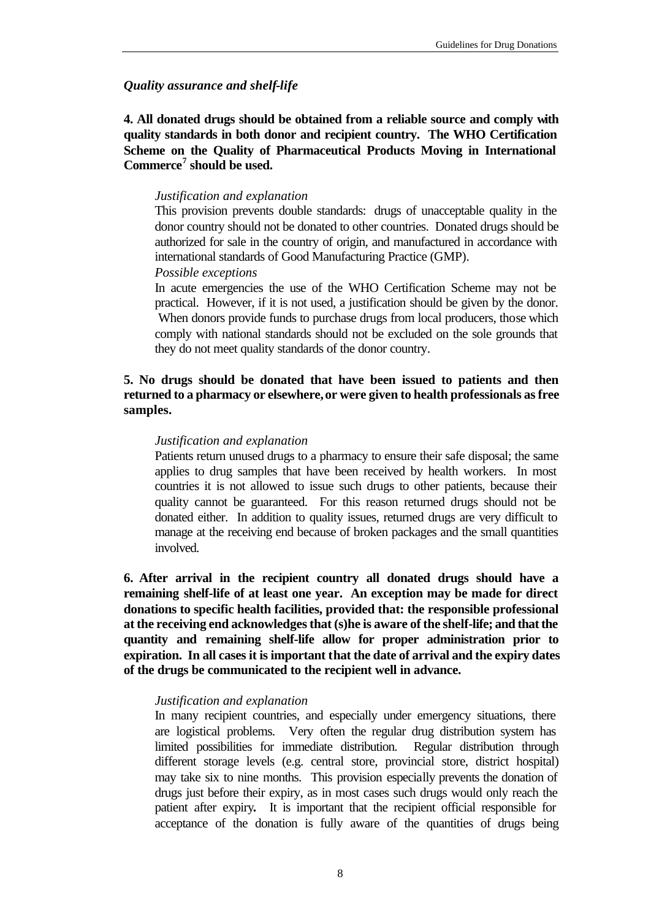### *Quality assurance and shelf-life*

**4. All donated drugs should be obtained from a reliable source and comply with quality standards in both donor and recipient country. The WHO Certification Scheme on the Quality of Pharmaceutical Products Moving in International Commerce[7] should be used.**

*Justification and explanation*

This provision prevents double standards: drugs of unacceptable quality in the donor country should not be donated to other countries. Donated drugs should be authorized for sale in the country of origin, and manufactured in accordance with international standards of Good Manufacturing Practice (GMP).

*Possible exceptions*

In acute emergencies the use of the WHO Certification Scheme may not be practical. However, if it is not used, a justification should be given by the donor. When donors provide funds to purchase drugs from local producers, those which comply with national standards should not be excluded on the sole grounds that they do not meet quality standards of the donor country.

**5. No drugs should be donated that have been issued to patients and then returned to a pharmacy or elsewhere, or were given to health professionals as free samples.**

*Justification and explanation*

Patients return unused drugs to a pharmacy to ensure their safe disposal; the same applies to drug samples that have been received by health workers. In most countries it is not allowed to issue such drugs to other patients, because their quality cannot be guaranteed. For this reason returned drugs should not be donated either. In addition to quality issues, returned drugs are very difficult to manage at the receiving end because of broken packages and the small quantities involved.

**6. After arrival in the recipient country all donated drugs should have a remaining shelf-life of at least one year. An exception may be made for direct donations to specific health facilities, provided that: the responsible professional at the receiving end acknowledges that (s)he is aware of the shelf-life; and that the quantity and remaining shelf-life allow for proper administration prior to expiration. In all cases it is important that the date of arrival and the expiry dates of the drugs be communicated to the recipient well in advance.**

*Justification and explanation*

In many recipient countries, and especially under emergency situations, there are logistical problems. Very often the regular drug distribution system has limited possibilities for immediate distribution. Regular distribution through different storage levels (e.g. central store, provincial store, district hospital) may take six to nine months. This provision especially prevents the donation of drugs just before their expiry, as in most cases such drugs would only reach the patient after expiry. It is important that the recipient official responsible for acceptance of the donation is fully aware of the quantities of drugs being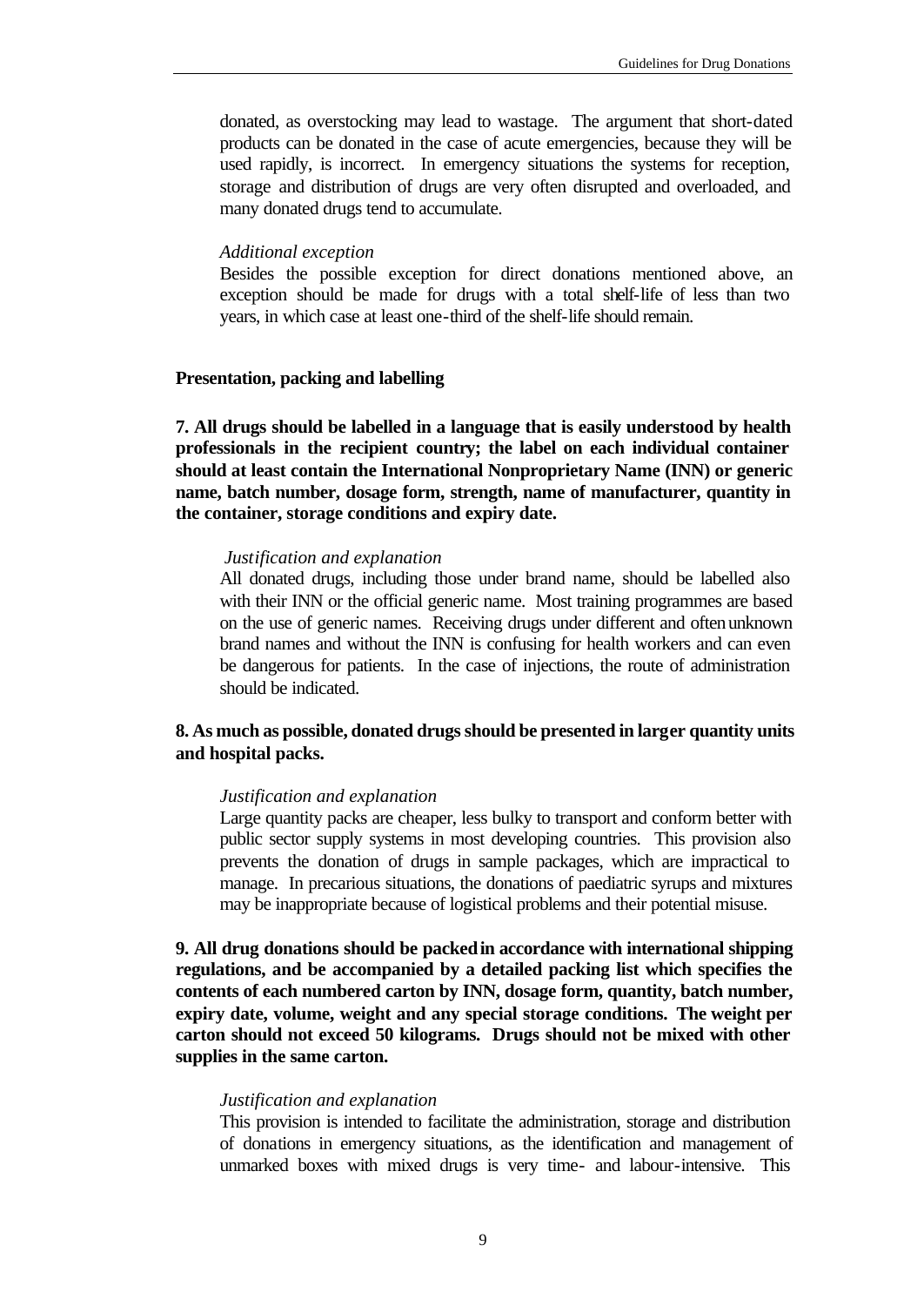donated, as overstocking may lead to wastage. The argument that short-dated products can be donated in the case of acute emergencies, because they will be used rapidly, is incorrect. In emergency situations the systems for reception, storage and distribution of drugs are very often disrupted and overloaded, and many donated drugs tend to accumulate.

*Additional exception*

Besides the possible exception for direct donations mentioned above, an exception should be made for drugs with a total shelf-life of less than two years, in which case at least one-third of the shelf-life should remain.

**Presentation, packing and labelling**

**7. All drugs should be labelled in a language that is easily understood by health professionals in the recipient country; the label on each individual container should at least contain the International Nonproprietary Name (INN) or generic name, batch number, dosage form, strength, name of manufacturer, quantity in the container, storage conditions and expiry date.**

*Justification and explanation*

All donated drugs, including those under brand name, should be labelled also with their INN or the official generic name. Most training programmes are based on the use of generic names. Receiving drugs under different and often unknown brand names and without the INN is confusing for health workers and can even be dangerous for patients. In the case of injections, the route of administration should be indicated.

**8. As much as possible, donated drugs should be presented in larger quantity units and hospital packs.**

*Justification and explanation*

Large quantity packs are cheaper, less bulky to transport and conform better with public sector supply systems in most developing countries. This provision also prevents the donation of drugs in sample packages, which are impractical to manage. In precarious situations, the donations of paediatric syrups and mixtures may be inappropriate because of logistical problems and their potential misuse.

**9. All drug donations should be packed in accordance with international shipping regulations, and be accompanied by a detailed packing list which specifies the contents of each numbered carton by INN, dosage form, quantity, batch number, expiry date, volume, weight and any special storage conditions. The weight per carton should not exceed 50 kilograms. Drugs should not be mixed with other supplies in the same carton.**

*Justification and explanation*

This provision is intended to facilitate the administration, storage and distribution of donations in emergency situations, as the identification and management of unmarked boxes with mixed drugs is very time- and labour-intensive. This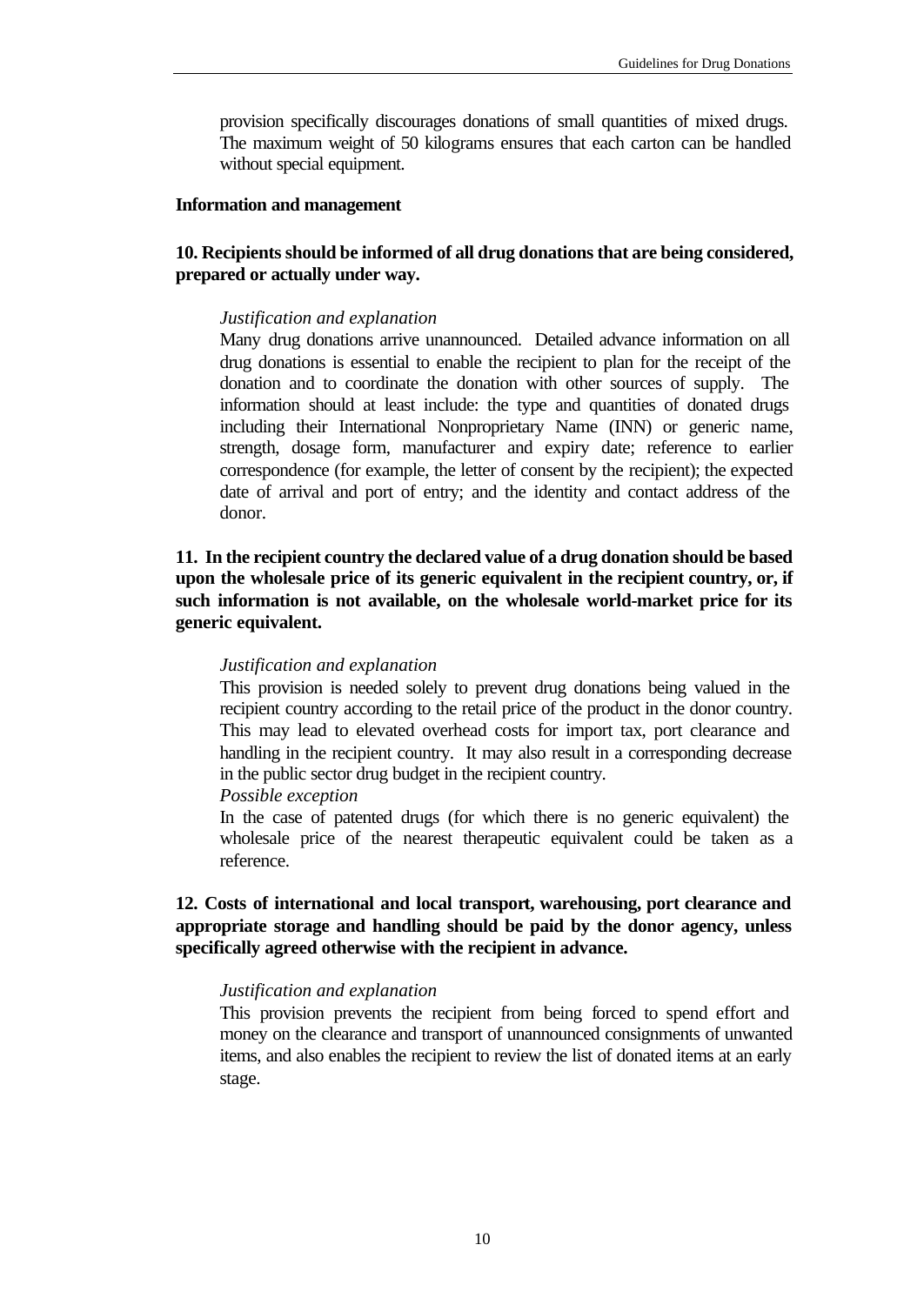provision specifically discourages donations of small quantities of mixed drugs. The maximum weight of 50 kilograms ensures that each carton can be handled without special equipment.

### Information and management

**10. Recipients should be informed of all drug donations that are being considered, prepared or actually under way.**

*Justification and explanation*

Many drug donations arrive unannounced. Detailed advance information on all drug donations is essential to enable the recipient to plan for the receipt of the donation and to coordinate the donation with other sources of supply. The information should at least include: the type and quantities of donated drugs including their International Nonproprietary Name (INN) or generic name, strength, dosage form, manufacturer and expiry date; reference to earlier correspondence (for example, the letter of consent by the recipient); the expected date of arrival and port of entry; and the identity and contact address of the donor.

**11. In the recipient country the declared value of a drug donation should be based upon the wholesale price of its generic equivalent in the recipient country, or, if such information is not available, on the wholesale world-market price for its generic equivalent.**

*Justification and explanation*

This provision is needed solely to prevent drug donations being valued in the recipient country according to the retail price of the product in the donor country. This may lead to elevated overhead costs for import tax, port clearance and handling in the recipient country. It may also result in a corresponding decrease in the public sector drug budget in the recipient country.

*Possible exception*

In the case of patented drugs (for which there is no generic equivalent) the wholesale price of the nearest therapeutic equivalent could be taken as a reference.

**12. Costs of international and local transport, warehousing, port clearance and appropriate storage and handling should be paid by the donor agency, unless specifically agreed otherwise with the recipient in advance.**

*Justification and explanation*

This provision prevents the recipient from being forced to spend effort and money on the clearance and transport of unannounced consignments of unwanted items, and also enables the recipient to review the list of donated items at an early stage.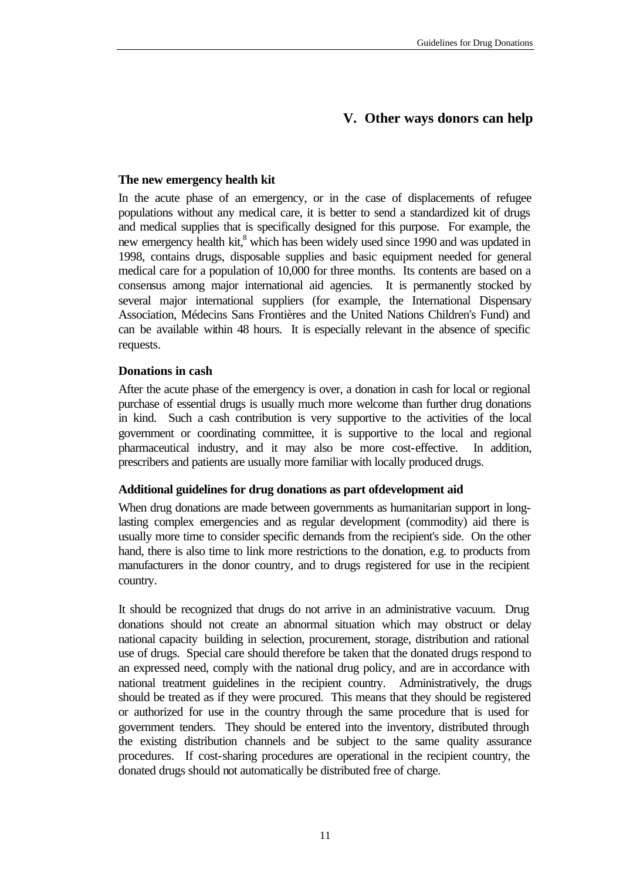# V. Other ways donors can help

### The new emergency health kit

In the acute phase of an emergency, or in the case of displacements of refugee populations without any medical care, it is better to send a standardized kit of drugs and medical supplies that is specifically designed for this purpose. For example, the new emergency health kit,[8] which has been widely used since 1990 and was updated in 1998, contains drugs, disposable supplies and basic equipment needed for general medical care for a population of 10,000 for three months. Its contents are based on a consensus among major international aid agencies. It is permanently stocked by several major international suppliers (for example, the International Dispensary Association, Médecins Sans Frontières and the United Nations Children's Fund) and can be available within 48 hours. It is especially relevant in the absence of specific requests.

### Donations in cash

After the acute phase of the emergency is over, a donation in cash for local or regional purchase of essential drugs is usually much more welcome than further drug donations in kind. Such a cash contribution is very supportive to the activities of the local government or coordinating committee, it is supportive to the local and regional pharmaceutical industry, and it may also be more cost-effective. In addition, prescribers and patients are usually more familiar with locally produced drugs.

### Additional guidelines for drug donations as part ofdevelopment aid

When drug donations are made between governments as humanitarian support in long-lasting complex emergencies and as regular development (commodity) aid there is usually more time to consider specific demands from the recipient's side. On the other hand, there is also time to link more restrictions to the donation, e.g. to products from manufacturers in the donor country, and to drugs registered for use in the recipient country.

It should be recognized that drugs do not arrive in an administrative vacuum. Drug donations should not create an abnormal situation which may obstruct or delay national capacity building in selection, procurement, storage, distribution and rational use of drugs. Special care should therefore be taken that the donated drugs respond to an expressed need, comply with the national drug policy, and are in accordance with national treatment guidelines in the recipient country. Administratively, the drugs should be treated as if they were procured. This means that they should be registered or authorized for use in the country through the same procedure that is used for government tenders. They should be entered into the inventory, distributed through the existing distribution channels and be subject to the same quality assurance procedures. If cost-sharing procedures are operational in the recipient country, the donated drugs should not automatically be distributed free of charge.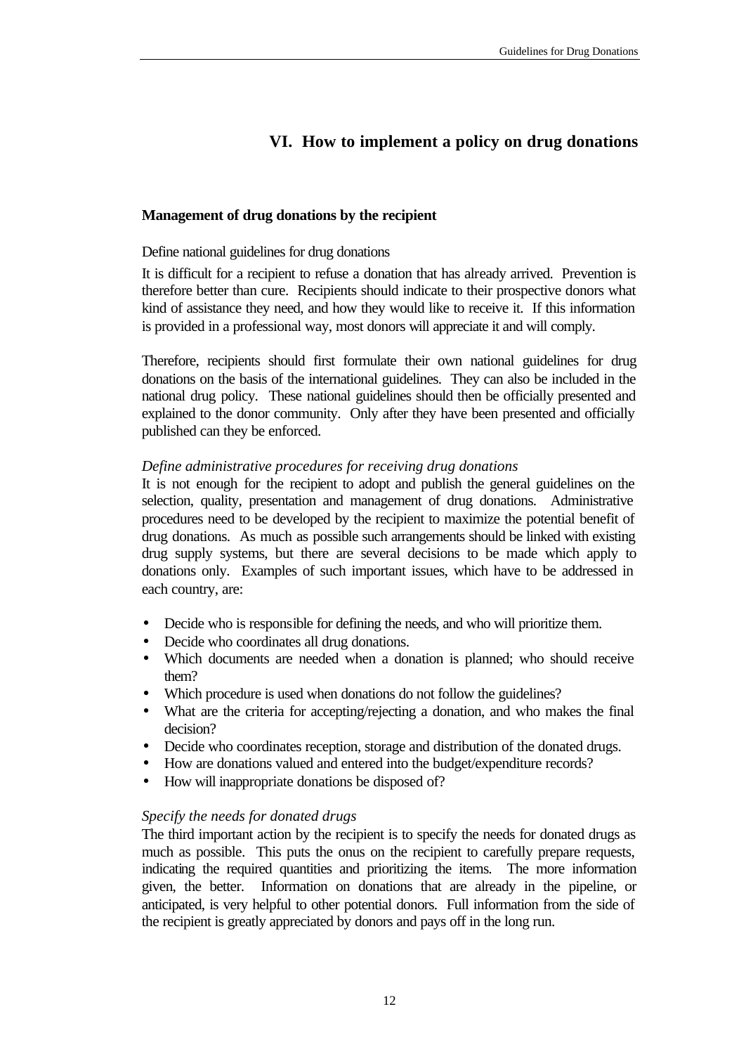# VI. How to implement a policy on drug donations

**Management of drug donations by the recipient**

Define national guidelines for drug donations

It is difficult for a recipient to refuse a donation that has already arrived. Prevention is therefore better than cure. Recipients should indicate to their prospective donors what kind of assistance they need, and how they would like to receive it. If this information is provided in a professional way, most donors will appreciate it and will comply.

Therefore, recipients should first formulate their own national guidelines for drug donations on the basis of the international guidelines. They can also be included in the national drug policy. These national guidelines should then be officially presented and explained to the donor community. Only after they have been presented and officially published can they be enforced.

*Define administrative procedures for receiving drug donations*

It is not enough for the recipient to adopt and publish the general guidelines on the selection, quality, presentation and management of drug donations. Administrative procedures need to be developed by the recipient to maximize the potential benefit of drug donations. As much as possible such arrangements should be linked with existing drug supply systems, but there are several decisions to be made which apply to donations only. Examples of such important issues, which have to be addressed in each country, are:

- Decide who is responsible for defining the needs, and who will prioritize them.
- Decide who coordinates all drug donations.
- Which documents are needed when a donation is planned; who should receive them?
- Which procedure is used when donations do not follow the guidelines?
- What are the criteria for accepting/rejecting a donation, and who makes the final decision?
- Decide who coordinates reception, storage and distribution of the donated drugs.
- How are donations valued and entered into the budget/expenditure records?
- How will inappropriate donations be disposed of?

*Specify the needs for donated drugs*

The third important action by the recipient is to specify the needs for donated drugs as much as possible. This puts the onus on the recipient to carefully prepare requests, indicating the required quantities and prioritizing the items. The more information given, the better. Information on donations that are already in the pipeline, or anticipated, is very helpful to other potential donors. Full information from the side of the recipient is greatly appreciated by donors and pays off in the long run.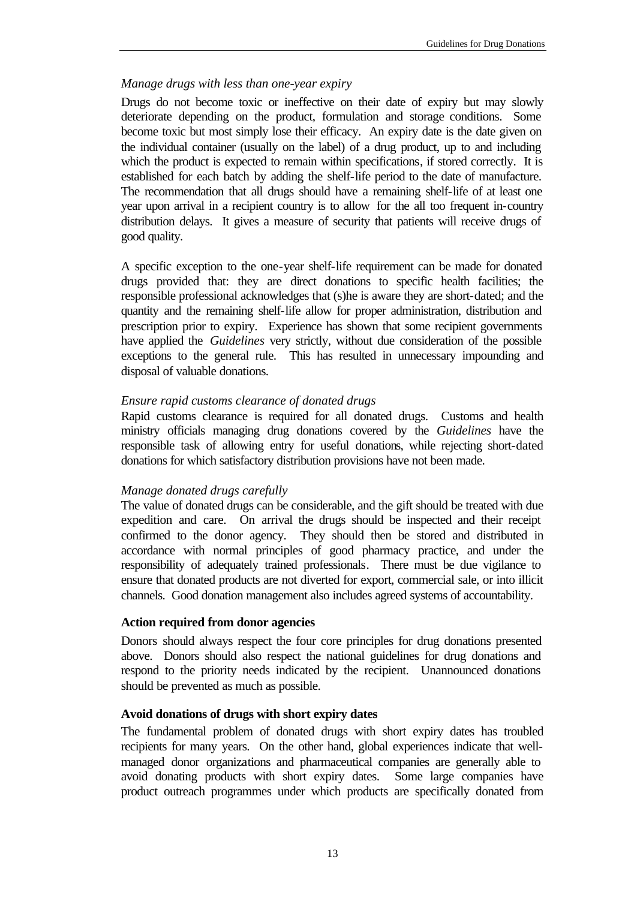*Manage drugs with less than one-year expiry*

Drugs do not become toxic or ineffective on their date of expiry but may slowly deteriorate depending on the product, formulation and storage conditions. Some become toxic but most simply lose their efficacy. An expiry date is the date given on the individual container (usually on the label) of a drug product, up to and including which the product is expected to remain within specifications, if stored correctly. It is established for each batch by adding the shelf-life period to the date of manufacture. The recommendation that all drugs should have a remaining shelf-life of at least one year upon arrival in a recipient country is to allow for the all too frequent in-country distribution delays. It gives a measure of security that patients will receive drugs of good quality.

A specific exception to the one-year shelf-life requirement can be made for donated drugs provided that: they are direct donations to specific health facilities; the responsible professional acknowledges that (s)he is aware they are short-dated; and the quantity and the remaining shelf-life allow for proper administration, distribution and prescription prior to expiry. Experience has shown that some recipient governments have applied the *Guidelines* very strictly, without due consideration of the possible exceptions to the general rule. This has resulted in unnecessary impounding and disposal of valuable donations.

*Ensure rapid customs clearance of donated drugs*

Rapid customs clearance is required for all donated drugs. Customs and health ministry officials managing drug donations covered by the *Guidelines* have the responsible task of allowing entry for useful donations, while rejecting short-dated donations for which satisfactory distribution provisions have not been made.

*Manage donated drugs carefully*

The value of donated drugs can be considerable, and the gift should be treated with due expedition and care. On arrival the drugs should be inspected and their receipt confirmed to the donor agency. They should then be stored and distributed in accordance with normal principles of good pharmacy practice, and under the responsibility of adequately trained professionals. There must be due vigilance to ensure that donated products are not diverted for export, commercial sale, or into illicit channels. Good donation management also includes agreed systems of accountability.

**Action required from donor agencies**

Donors should always respect the four core principles for drug donations presented above. Donors should also respect the national guidelines for drug donations and respond to the priority needs indicated by the recipient. Unannounced donations should be prevented as much as possible.

**Avoid donations of drugs with short expiry dates**

The fundamental problem of donated drugs with short expiry dates has troubled recipients for many years. On the other hand, global experiences indicate that well-managed donor organizations and pharmaceutical companies are generally able to avoid donating products with short expiry dates. Some large companies have product outreach programmes under which products are specifically donated from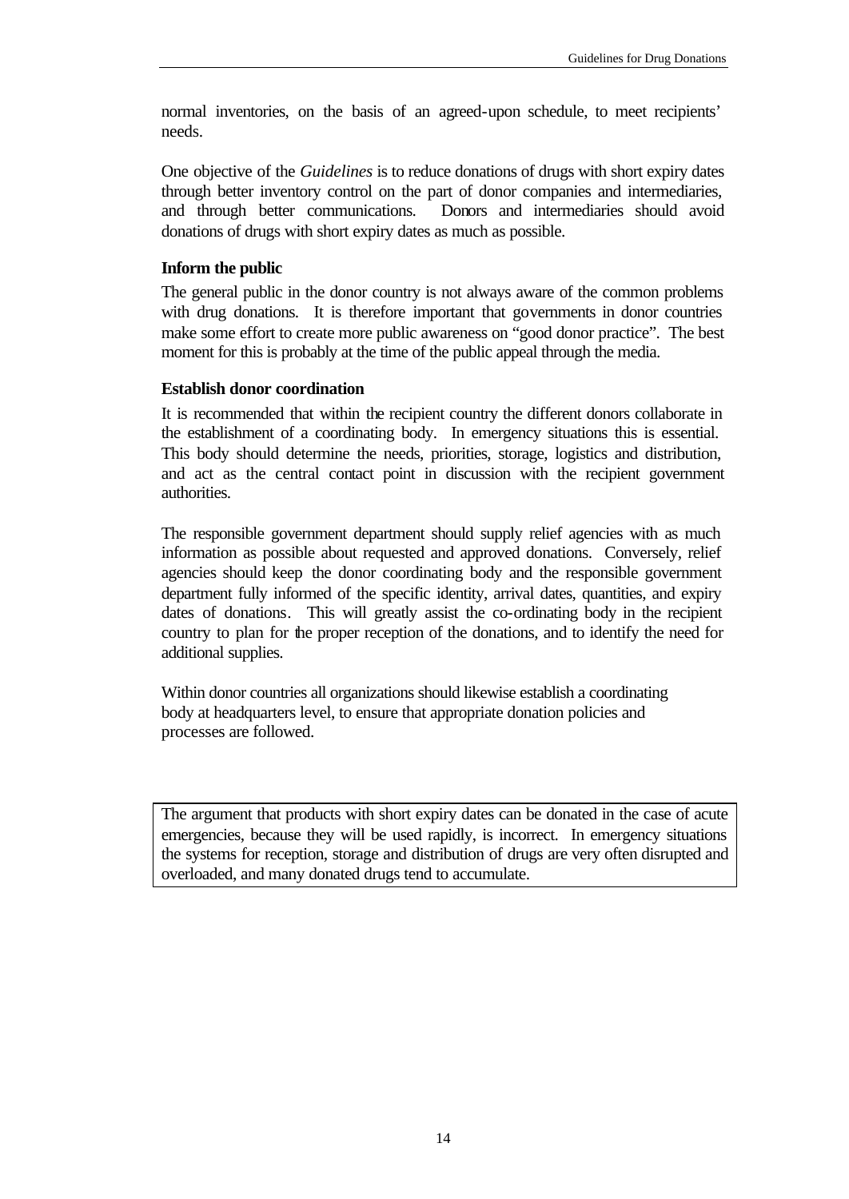normal inventories, on the basis of an agreed-upon schedule, to meet recipients' needs.

One objective of the *Guidelines* is to reduce donations of drugs with short expiry dates through better inventory control on the part of donor companies and intermediaries, and through better communications. Donors and intermediaries should avoid donations of drugs with short expiry dates as much as possible.

**Inform the public**

The general public in the donor country is not always aware of the common problems with drug donations. It is therefore important that governments in donor countries make some effort to create more public awareness on "good donor practice". The best moment for this is probably at the time of the public appeal through the media.

**Establish donor coordination**

It is recommended that within the recipient country the different donors collaborate in the establishment of a coordinating body. In emergency situations this is essential. This body should determine the needs, priorities, storage, logistics and distribution, and act as the central contact point in discussion with the recipient government authorities.

The responsible government department should supply relief agencies with as much information as possible about requested and approved donations. Conversely, relief agencies should keep the donor coordinating body and the responsible government department fully informed of the specific identity, arrival dates, quantities, and expiry dates of donations. This will greatly assist the co-ordinating body in the recipient country to plan for the proper reception of the donations, and to identify the need for additional supplies.

Within donor countries all organizations should likewise establish a coordinating body at headquarters level, to ensure that appropriate donation policies and processes are followed.

> The argument that products with short expiry dates can be donated in the case of acute emergencies, because they will be used rapidly, is incorrect. In emergency situations the systems for reception, storage and distribution of drugs are very often disrupted and overloaded, and many donated drugs tend to accumulate.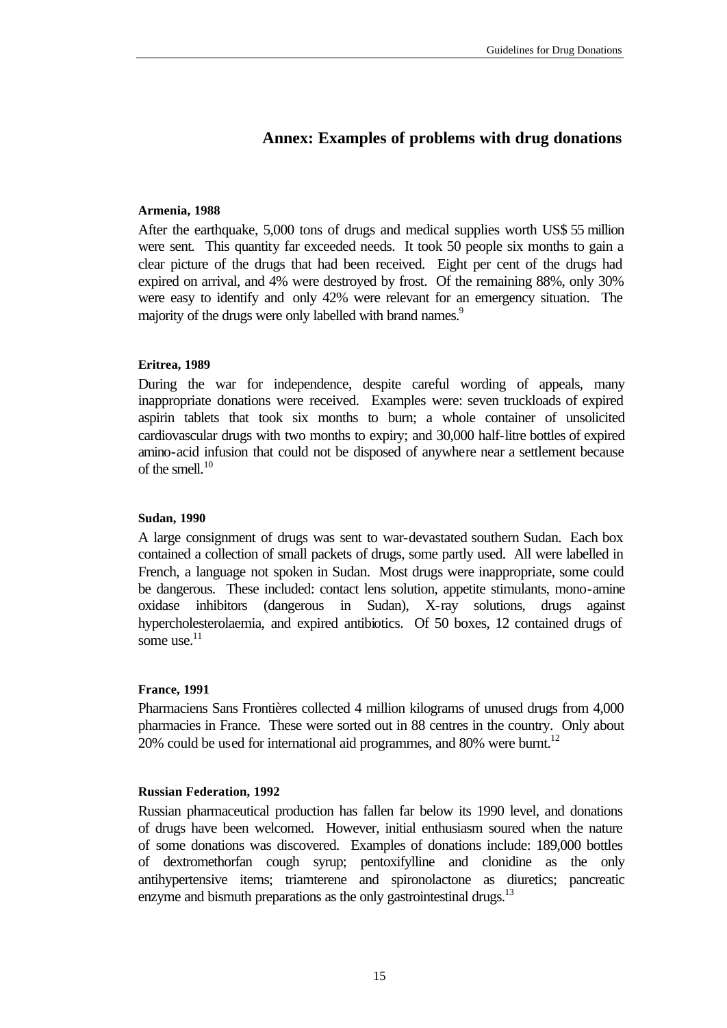## Annex: Examples of problems with drug donations

**Armenia, 1988**

After the earthquake, 5,000 tons of drugs and medical supplies worth US$ 55 million were sent. This quantity far exceeded needs. It took 50 people six months to gain a clear picture of the drugs that had been received. Eight per cent of the drugs had expired on arrival, and 4% were destroyed by frost. Of the remaining 88%, only 30% were easy to identify and only 42% were relevant for an emergency situation. The majority of the drugs were only labelled with brand names.[9]

**Eritrea, 1989**

During the war for independence, despite careful wording of appeals, many inappropriate donations were received. Examples were: seven truckloads of expired aspirin tablets that took six months to burn; a whole container of unsolicited cardiovascular drugs with two months to expiry; and 30,000 half-litre bottles of expired amino-acid infusion that could not be disposed of anywhere near a settlement because of the smell.[10]

**Sudan, 1990**

A large consignment of drugs was sent to war-devastated southern Sudan. Each box contained a collection of small packets of drugs, some partly used. All were labelled in French, a language not spoken in Sudan. Most drugs were inappropriate, some could be dangerous. These included: contact lens solution, appetite stimulants, mono-amine oxidase inhibitors (dangerous in Sudan), X-ray solutions, drugs against hypercholesterolaemia, and expired antibiotics. Of 50 boxes, 12 contained drugs of some use.[11]

**France, 1991**

Pharmaciens Sans Frontières collected 4 million kilograms of unused drugs from 4,000 pharmacies in France. These were sorted out in 88 centres in the country. Only about 20% could be used for international aid programmes, and 80% were burnt.[12]

**Russian Federation, 1992**

Russian pharmaceutical production has fallen far below its 1990 level, and donations of drugs have been welcomed. However, initial enthusiasm soured when the nature of some donations was discovered. Examples of donations include: 189,000 bottles of dextromethorfan cough syrup; pentoxifylline and clonidine as the only antihypertensive items; triamterene and spironolactone as diuretics; pancreatic enzyme and bismuth preparations as the only gastrointestinal drugs.[13]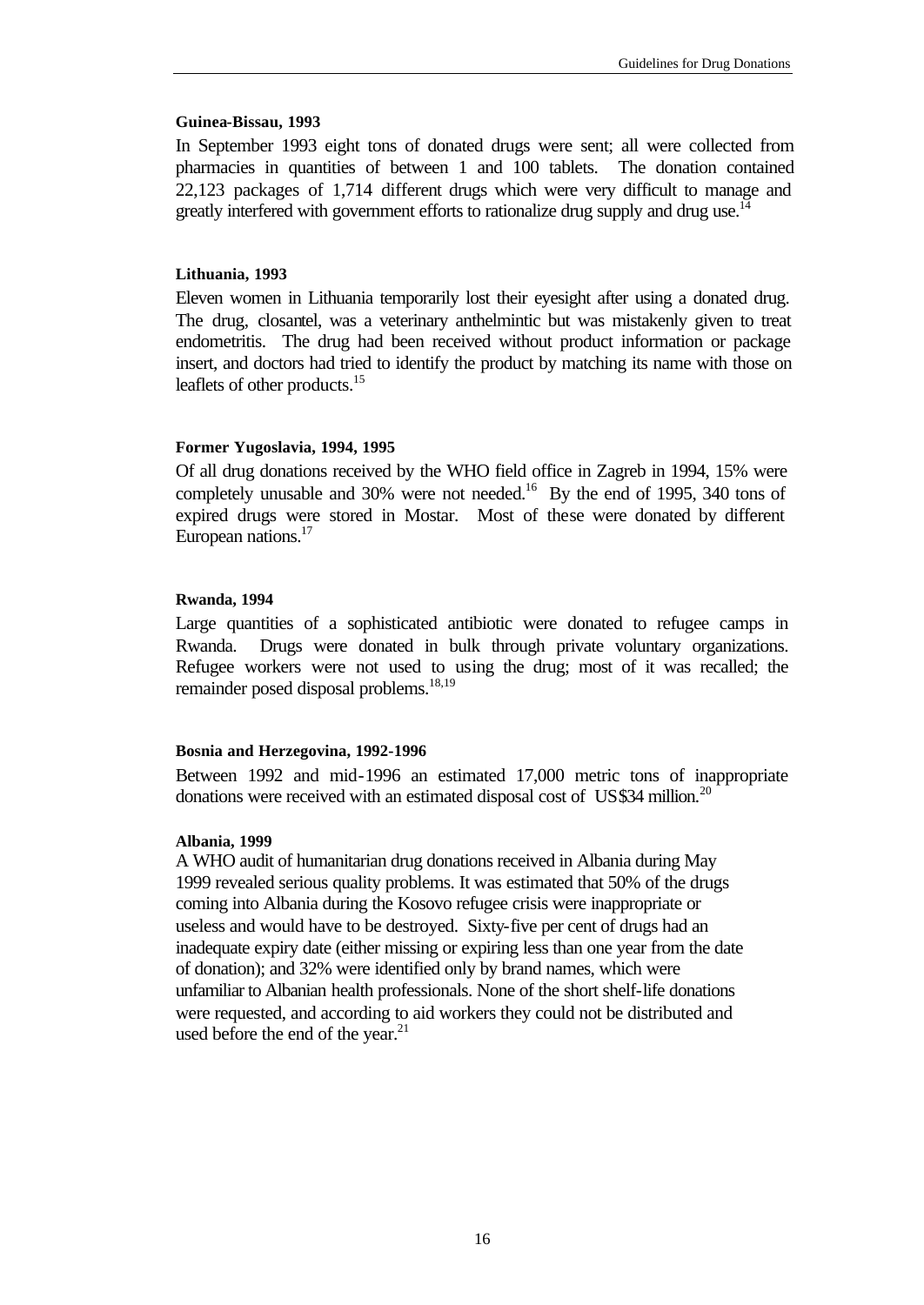**Guinea-Bissau, 1993**

In September 1993 eight tons of donated drugs were sent; all were collected from pharmacies in quantities of between 1 and 100 tablets. The donation contained 22,123 packages of 1,714 different drugs which were very difficult to manage and greatly interfered with government efforts to rationalize drug supply and drug use.[14]

**Lithuania, 1993**

Eleven women in Lithuania temporarily lost their eyesight after using a donated drug. The drug, closantel, was a veterinary anthelmintic but was mistakenly given to treat endometritis. The drug had been received without product information or package insert, and doctors had tried to identify the product by matching its name with those on leaflets of other products.[15]

**Former Yugoslavia, 1994, 1995**

Of all drug donations received by the WHO field office in Zagreb in 1994, 15% were completely unusable and 30% were not needed.[16] By the end of 1995, 340 tons of expired drugs were stored in Mostar. Most of these were donated by different European nations.[17]

**Rwanda, 1994**

Large quantities of a sophisticated antibiotic were donated to refugee camps in Rwanda. Drugs were donated in bulk through private voluntary organizations. Refugee workers were not used to using the drug; most of it was recalled; the remainder posed disposal problems.[18,19]

**Bosnia and Herzegovina, 1992-1996**

Between 1992 and mid-1996 an estimated 17,000 metric tons of inappropriate donations were received with an estimated disposal cost of US$34 million.[20]

**Albania, 1999**

A WHO audit of humanitarian drug donations received in Albania during May 1999 revealed serious quality problems. It was estimated that 50% of the drugs coming into Albania during the Kosovo refugee crisis were inappropriate or useless and would have to be destroyed. Sixty-five per cent of drugs had an inadequate expiry date (either missing or expiring less than one year from the date of donation); and 32% were identified only by brand names, which were unfamiliar to Albanian health professionals. None of the short shelf-life donations were requested, and according to aid workers they could not be distributed and used before the end of the year.[21]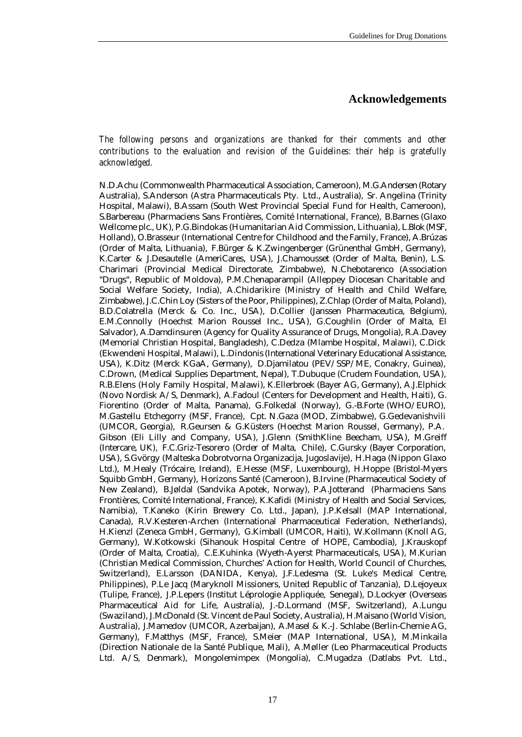## Acknowledgements

*The following persons and organizations are thanked for their comments and other contributions to the evaluation and revision of the Guidelines: their help is gratefully acknowledged.*

N.D.Achu (Commonwealth Pharmaceutical Association, Cameroon), M.G.Andersen (Rotary Australia), S.Anderson (Astra Pharmaceuticals Pty. Ltd., Australia), Sr. Angelina (Trinity Hospital, Malawi), B.Assam (South West Provincial Special Fund for Health, Cameroon), S.Barbereau (Pharmaciens Sans Frontières, Comité International, France), B.Barnes (Glaxo Wellcome plc., UK), P.G.Bindokas (Humanitarian Aid Commission, Lithuania), L.Blok (MSF, Holland), O.Brasseur (International Centre for Childhood and the Family, France), A.Brúzas (Order of Malta, Lithuania), F.Bürger & K.Zwingenberger (Grünenthal GmbH, Germany), K.Carter & J.Desautelle (AmeriCares, USA), J.Chamousset (Order of Malta, Benin), L.S. Charimari (Provincial Medical Directorate, Zimbabwe), N.Chebotarenco (Association "Drugs", Republic of Moldova), P.M.Chenaparampil (Alleppey Diocesan Charitable and Social Welfare Society, India), A.Chidarikire (Ministry of Health and Child Welfare, Zimbabwe), J.C.Chin Loy (Sisters of the Poor, Philippines), Z.Chlap (Order of Malta, Poland), B.D.Colatrella (Merck & Co. Inc., USA), D.Collier (Janssen Pharmaceutica, Belgium), E.M.Connolly (Hoechst Marion Roussel Inc., USA), G.Coughlin (Order of Malta, El Salvador), A.Damdinsuren (Agency for Quality Assurance of Drugs, Mongolia), R.A.Davey (Memorial Christian Hospital, Bangladesh), C.Dedza (Mlambe Hospital, Malawi), C.Dick (Ekwendeni Hospital, Malawi), L.Dindonis (International Veterinary Educational Assistance, USA), K.Ditz (Merck KGaA, Germany), D.Djamilatou (PEV/SSP/ME, Conakry, Guinea), C.Drown, (Medical Supplies Department, Nepal), T.Dubuque (Crudem Foundation, USA), R.B.Elens (Holy Family Hospital, Malawi), K.Ellerbroek (Bayer AG, Germany), A.J.Elphick (Novo Nordisk A/S, Denmark), A.Fadoul (Centers for Development and Health, Haiti), G. Fiorentino (Order of Malta, Panama), G.Folkedal (Norway), G.-B.Forte (WHO/EURO), M.Gastellu Etchegorry (MSF, France), Cpt. N.Gaza (MOD, Zimbabwe), G.Gedevanishvili (UMCOR, Georgia), R.Geursen & G.Küsters (Hoechst Marion Roussel, Germany), P.A. Gibson (Eli Lilly and Company, USA), J.Glenn (SmithKline Beecham, USA), M.Greiff (Intercare, UK), F.C.Griz-Tesorero (Order of Malta, Chile), C.Gursky (Bayer Corporation, USA), S.Gvörgy (Malteska Dobrotvorna Organizacija, Jugoslavije), H.Haga (Nippon Glaxo Ltd.), M.Healy (Trócaire, Ireland), E.Hesse (MSF, Luxembourg), H.Hoppe (Bristol-Myers Squibb GmbH, Germany), Horizons Santé (Cameroon), B.Irvine (Pharmaceutical Society of New Zealand), B.Jøldal (Sandvika Apotek, Norway), P.A.Jotterand (Pharmaciens Sans Frontières, Comité International, France), K.Kafidi (Ministry of Health and Social Services, Namibia), T.Kaneko (Kirin Brewery Co. Ltd., Japan), J.P.Kelsall (MAP International, Canada), R.V.Kesteren-Archen (International Pharmaceutical Federation, Netherlands), H.Kienzl (Zeneca GmbH, Germany), G.Kimball (UMCOR, Haiti), W.Kollmann (Knoll AG, Germany), W.Kotkowski (Sihanouk Hospital Centre of HOPE, Cambodia), J.Krauskopf (Order of Malta, Croatia), C.E.Kuhinka (Wyeth-Ayerst Pharmaceuticals, USA), M.Kurian (Christian Medical Commission, Churches' Action for Health, World Council of Churches, Switzerland), E.Larsson (DANIDA, Kenya), J.F.Ledesma (St. Luke's Medical Centre, Philippines), P.Le Jacq (Maryknoll Missioners, United Republic of Tanzania), D.Lejoyeux (Tulipe, France), J.P.Lepers (Institut Léprologie Appliquée, Senegal), D.Lockyer (Overseas Pharmaceutical Aid for Life, Australia), J.-D.Lormand (MSF, Switzerland), A.Lungu (Swaziland), J.McDonald (St. Vincent de Paul Society, Australia), H.Maisano (World Vision, Australia), J.Mamedov (UMCOR, Azerbaijan), A.Masel & K.-J. Schlabe (Berlin-Chemie AG, Germany), F.Matthys (MSF, France), S.Meier (MAP International, USA), M.Minkaila (Direction Nationale de la Santé Publique, Mali), A.Møller (Leo Pharmaceutical Products Ltd. A/S, Denmark), Mongolemimpex (Mongolia), C.Mugadza (Datlabs Pvt. Ltd.,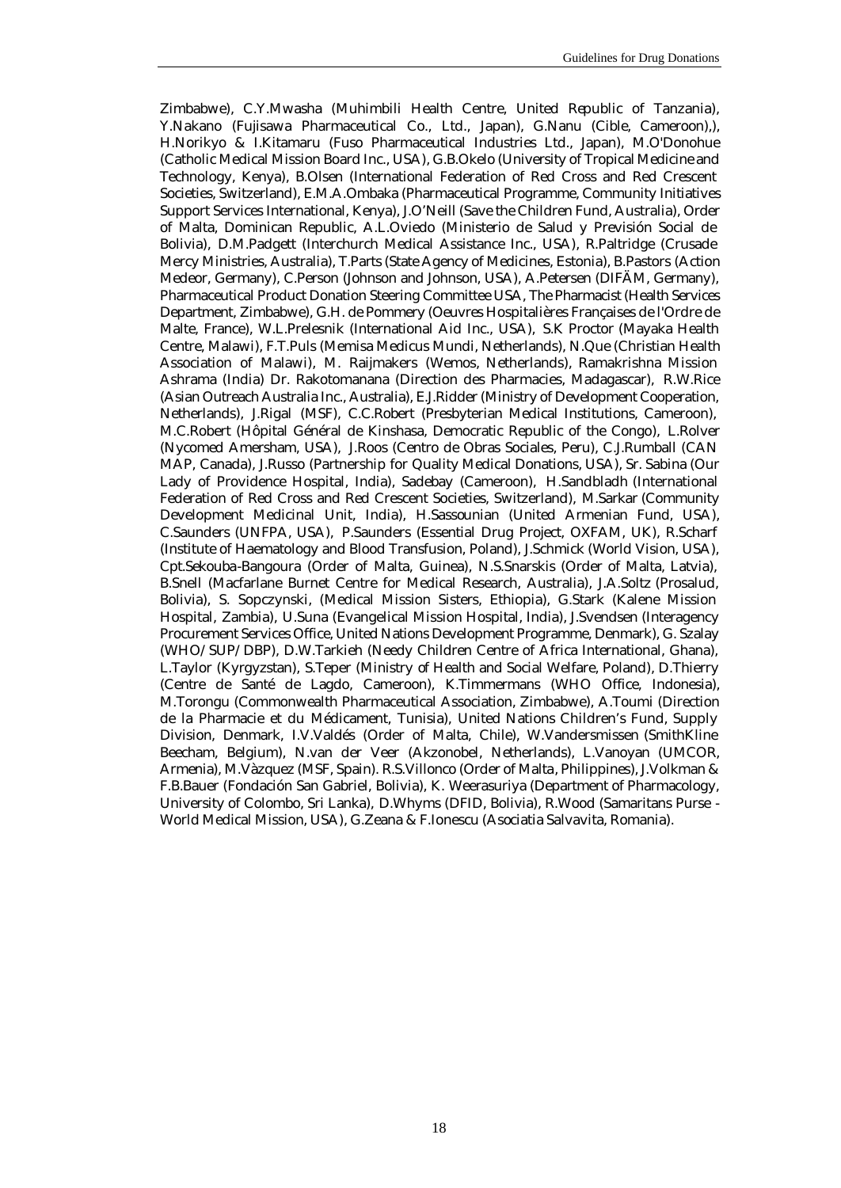Zimbabwe), C.Y.Mwasha (Muhimbili Health Centre, United Republic of Tanzania), Y.Nakano (Fujisawa Pharmaceutical Co., Ltd., Japan), G.Nanu (Cible, Cameroon),), H.Norikyo & I.Kitamaru (Fuso Pharmaceutical Industries Ltd., Japan), M.O'Donohue (Catholic Medical Mission Board Inc., USA), G.B.Okelo (University of Tropical Medicine and Technology, Kenya), B.Olsen (International Federation of Red Cross and Red Crescent Societies, Switzerland), E.M.A.Ombaka (Pharmaceutical Programme, Community Initiatives Support Services International, Kenya), J.O'Neill (Save the Children Fund, Australia), Order of Malta, Dominican Republic, A.L.Oviedo (Ministerio de Salud y Previsión Social de Bolivia), D.M.Padgett (Interchurch Medical Assistance Inc., USA), R.Paltridge (Crusade Mercy Ministries, Australia), T.Parts (State Agency of Medicines, Estonia), B.Pastors (Action Medeor, Germany), C.Person (Johnson and Johnson, USA), A.Petersen (DIFÄM, Germany), Pharmaceutical Product Donation Steering Committee USA, The Pharmacist (Health Services Department, Zimbabwe), G.H. de Pommery (Oeuvres Hospitalières Françaises de l'Ordre de Malte, France), W.L.Prelesnik (International Aid Inc., USA), S.K Proctor (Mayaka Health Centre, Malawi), F.T.Puls (Memisa Medicus Mundi, Netherlands), N.Que (Christian Health Association of Malawi), M. Raijmakers (Wemos, Netherlands), Ramakrishna Mission Ashrama (India) Dr. Rakotomanana (Direction des Pharmacies, Madagascar), R.W.Rice (Asian Outreach Australia Inc., Australia), E.J.Ridder (Ministry of Development Cooperation, Netherlands), J.Rigal (MSF), C.C.Robert (Presbyterian Medical Institutions, Cameroon), M.C.Robert (Hôpital Général de Kinshasa, Democratic Republic of the Congo), L.Rolver (Nycomed Amersham, USA), J.Roos (Centro de Obras Sociales, Peru), C.J.Rumball (CAN MAP, Canada), J.Russo (Partnership for Quality Medical Donations, USA), Sr. Sabina (Our Lady of Providence Hospital, India), Sadebay (Cameroon), H.Sandbladh (International Federation of Red Cross and Red Crescent Societies, Switzerland), M.Sarkar (Community Development Medicinal Unit, India), H.Sassounian (United Armenian Fund, USA), C.Saunders (UNFPA, USA), P.Saunders (Essential Drug Project, OXFAM, UK), R.Scharf (Institute of Haematology and Blood Transfusion, Poland), J.Schmick (World Vision, USA), Cpt.Sekouba-Bangoura (Order of Malta, Guinea), N.S.Snarskis (Order of Malta, Latvia), B.Snell (Macfarlane Burnet Centre for Medical Research, Australia), J.A.Soltz (Prosalud, Bolivia), S. Sopczynski, (Medical Mission Sisters, Ethiopia), G.Stark (Kalene Mission Hospital, Zambia), U.Suna (Evangelical Mission Hospital, India), J.Svendsen (Interagency Procurement Services Office, United Nations Development Programme, Denmark), G. Szalay (WHO/SUP/DBP), D.W.Tarkieh (Needy Children Centre of Africa International, Ghana), L.Taylor (Kyrgyzstan), S.Teper (Ministry of Health and Social Welfare, Poland), D.Thierry (Centre de Santé de Lagdo, Cameroon), K.Timmermans (WHO Office, Indonesia), M.Torongu (Commonwealth Pharmaceutical Association, Zimbabwe), A.Toumi (Direction de la Pharmacie et du Médicament, Tunisia), United Nations Children's Fund, Supply Division, Denmark, I.V.Valdés (Order of Malta, Chile), W.Vandersmissen (SmithKline Beecham, Belgium), N.van der Veer (Akzonobel, Netherlands), L.Vanoyan (UMCOR, Armenia), M.Vàzquez (MSF, Spain). R.S.Villonco (Order of Malta, Philippines), J.Volkman & F.B.Bauer (Fondación San Gabriel, Bolivia), K. Weerasuriya (Department of Pharmacology, University of Colombo, Sri Lanka), D.Whyms (DFID, Bolivia), R.Wood (Samaritans Purse - World Medical Mission, USA), G.Zeana & F.Ionescu (Asociatia Salvavita, Romania).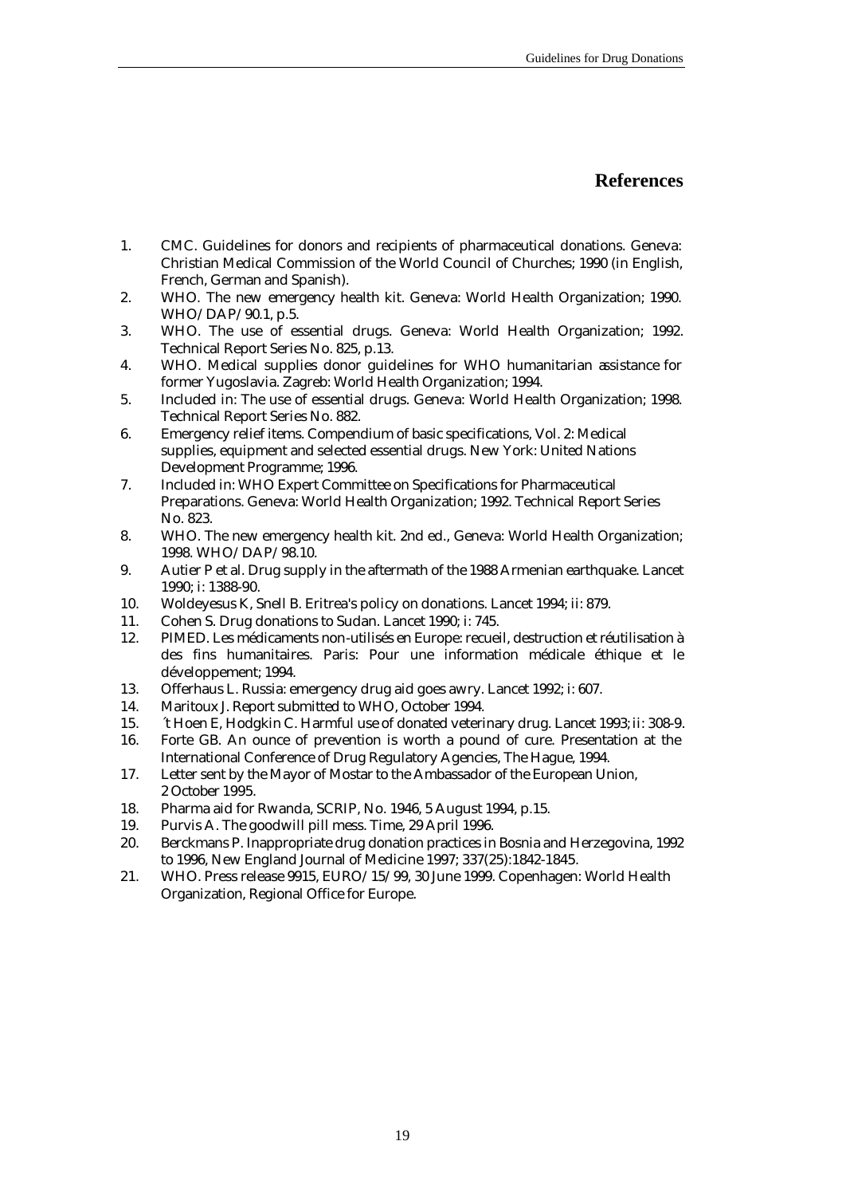## References

1. CMC. Guidelines for donors and recipients of pharmaceutical donations. Geneva: Christian Medical Commission of the World Council of Churches; 1990 (in English, French, German and Spanish).
2. WHO. The new emergency health kit. Geneva: World Health Organization; 1990. WHO/DAP/90.1, p.5.
3. WHO. The use of essential drugs. Geneva: World Health Organization; 1992. Technical Report Series No. 825, p.13.
4. WHO. Medical supplies donor guidelines for WHO humanitarian assistance for former Yugoslavia. Zagreb: World Health Organization; 1994.
5. Included in: The use of essential drugs. Geneva: World Health Organization; 1998. Technical Report Series No. 882.
6. Emergency relief items. Compendium of basic specifications, Vol. 2: Medical supplies, equipment and selected essential drugs. New York: United Nations Development Programme; 1996.
7. Included in: WHO Expert Committee on Specifications for Pharmaceutical Preparations. Geneva: World Health Organization; 1992. Technical Report Series No. 823.
8. WHO. The new emergency health kit. 2nd ed., Geneva: World Health Organization; 1998. WHO/DAP/98.10.
9. Autier P et al. Drug supply in the aftermath of the 1988 Armenian earthquake. Lancet 1990; i: 1388-90.
10. Woldeyesus K, Snell B. Eritrea's policy on donations. Lancet 1994; ii: 879.
11. Cohen S. Drug donations to Sudan. Lancet 1990; i: 745.
12. PIMED. Les médicaments non-utilisés en Europe: recueil, destruction et réutilisation à des fins humanitaires. Paris: Pour une information médicale éthique et le développement; 1994.
13. Offerhaus L. Russia: emergency drug aid goes awry. Lancet 1992; i: 607.
14. Maritoux J. Report submitted to WHO, October 1994.
15. ´t Hoen E, Hodgkin C. Harmful use of donated veterinary drug. Lancet 1993; ii: 308-9.
16. Forte GB. An ounce of prevention is worth a pound of cure. Presentation at the International Conference of Drug Regulatory Agencies, The Hague, 1994.
17. Letter sent by the Mayor of Mostar to the Ambassador of the European Union, 2 October 1995.
18. Pharma aid for Rwanda, SCRIP, No. 1946, 5 August 1994, p.15.
19. Purvis A. The goodwill pill mess. Time, 29 April 1996.
20. Berckmans P. Inappropriate drug donation practices in Bosnia and Herzegovina, 1992 to 1996, New England Journal of Medicine 1997; 337(25):1842-1845.
21. WHO. Press release 9915, EURO/15/99, 30 June 1999. Copenhagen: World Health Organization, Regional Office for Europe.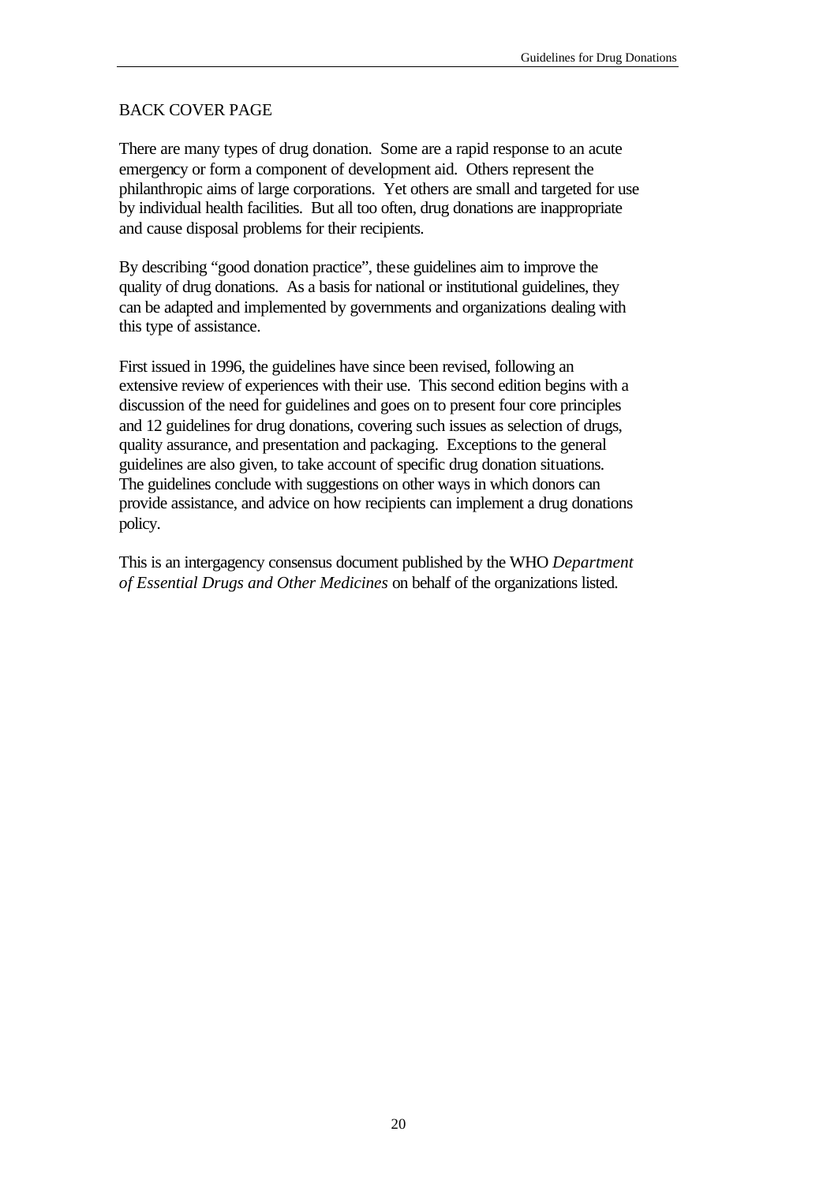BACK COVER PAGE

There are many types of drug donation. Some are a rapid response to an acute emergency or form a component of development aid. Others represent the philanthropic aims of large corporations. Yet others are small and targeted for use by individual health facilities. But all too often, drug donations are inappropriate and cause disposal problems for their recipients.

By describing "good donation practice", these guidelines aim to improve the quality of drug donations. As a basis for national or institutional guidelines, they can be adapted and implemented by governments and organizations dealing with this type of assistance.

First issued in 1996, the guidelines have since been revised, following an extensive review of experiences with their use. This second edition begins with a discussion of the need for guidelines and goes on to present four core principles and 12 guidelines for drug donations, covering such issues as selection of drugs, quality assurance, and presentation and packaging. Exceptions to the general guidelines are also given, to take account of specific drug donation situations. The guidelines conclude with suggestions on other ways in which donors can provide assistance, and advice on how recipients can implement a drug donations policy.

This is an intergagency consensus document published by the WHO *Department of Essential Drugs and Other Medicines* on behalf of the organizations listed.